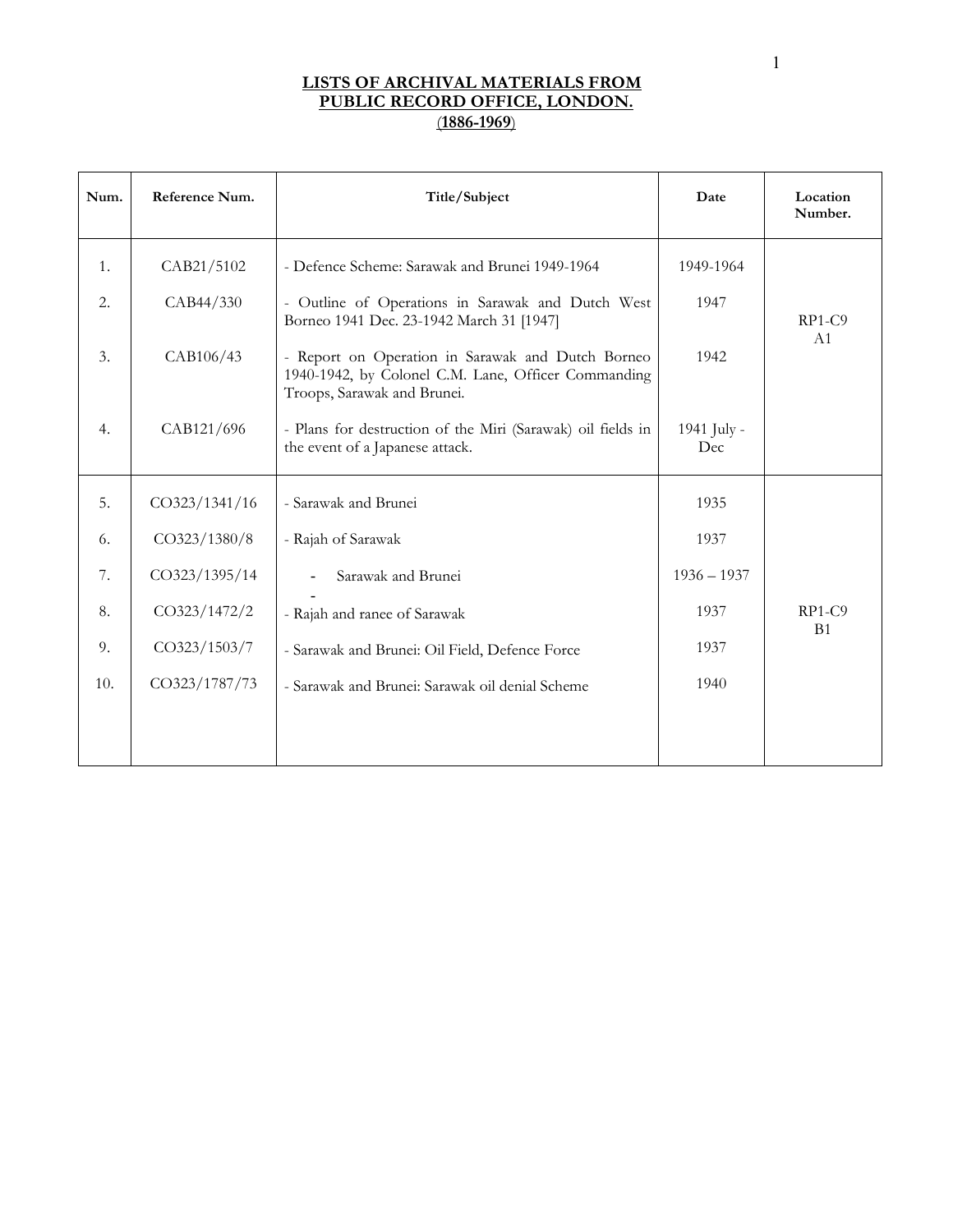# LISTS OF ARCHIVAL MATERIALS FROM PUBLIC RECORD OFFICE, LONDON.
## (1886-1969)

| Num. | Reference Num. | Title/Subject | Date | Location Number. |
|---|---|---|---|---|
| 1. | CAB21/5102 | - Defence Scheme: Sarawak and Brunei 1949-1964 | 1949-1964 | RP1-C9 A1 |
| 2. | CAB44/330 | - Outline of Operations in Sarawak and Dutch West Borneo 1941 Dec. 23-1942 March 31 [1947] | 1947 | |
| 3. | CAB106/43 | - Report on Operation in Sarawak and Dutch Borneo 1940-1942, by Colonel C.M. Lane, Officer Commanding Troops, Sarawak and Brunei. | 1942 | |
| 4. | CAB121/696 | - Plans for destruction of the Miri (Sarawak) oil fields in the event of a Japanese attack. | 1941 July - Dec | |
| 5. | CO323/1341/16 | - Sarawak and Brunei | 1935 | RP1-C9 B1 |
| 6. | CO323/1380/8 | - Rajah of Sarawak | 1937 | |
| 7. | CO323/1395/14 | - Sarawak and Brunei | 1936 – 1937 | |
| 8. | CO323/1472/2 | - Rajah and ranee of Sarawak | 1937 | |
| 9. | CO323/1503/7 | - Sarawak and Brunei: Oil Field, Defence Force | 1937 | |
| 10. | CO323/1787/73 | - Sarawak and Brunei: Sarawak oil denial Scheme | 1940 | |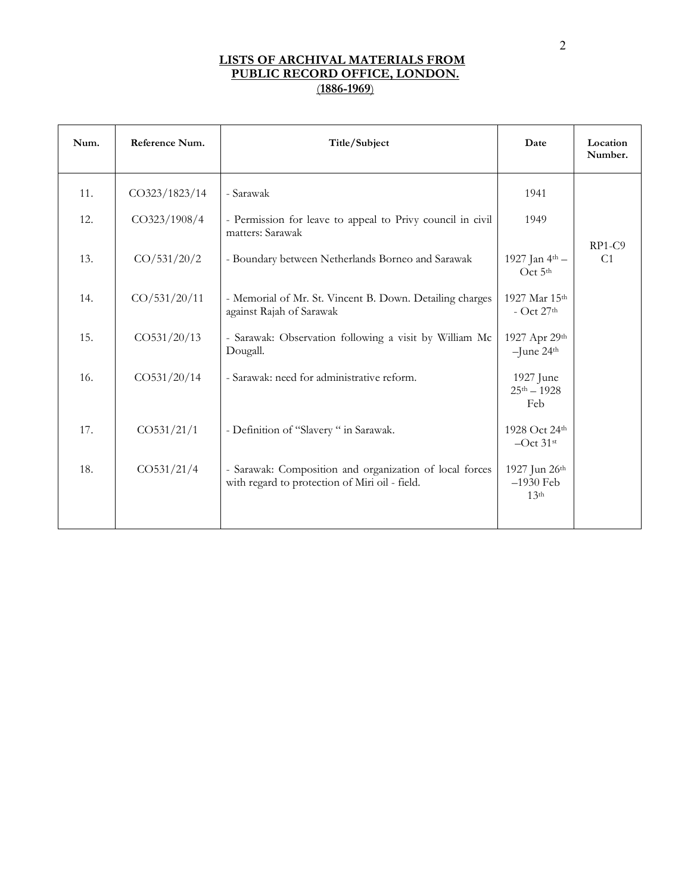**LISTS OF ARCHIVAL MATERIALS FROM PUBLIC RECORD OFFICE, LONDON.**
**(1886-1969)**

| Num. | Reference Num. | Title/Subject | Date | Location Number. |
|---|---|---|---|---|
| 11. | CO323/1823/14 | - Sarawak | 1941 | RP1-C9 C1 |
| 12. | CO323/1908/4 | - Permission for leave to appeal to Privy council in civil matters: Sarawak | 1949 | |
| 13. | CO/531/20/2 | - Boundary between Netherlands Borneo and Sarawak | 1927 Jan 4th – Oct 5th | |
| 14. | CO/531/20/11 | - Memorial of Mr. St. Vincent B. Down. Detailing charges against Rajah of Sarawak | 1927 Mar 15th - Oct 27th | |
| 15. | CO531/20/13 | - Sarawak: Observation following a visit by William Mc Dougall. | 1927 Apr 29th –June 24th | |
| 16. | CO531/20/14 | - Sarawak: need for administrative reform. | 1927 June 25th – 1928 Feb | |
| 17. | CO531/21/1 | - Definition of "Slavery " in Sarawak. | 1928 Oct 24th –Oct 31st | |
| 18. | CO531/21/4 | - Sarawak: Composition and organization of local forces with regard to protection of Miri oil - field. | 1927 Jun 26th –1930 Feb 13th | |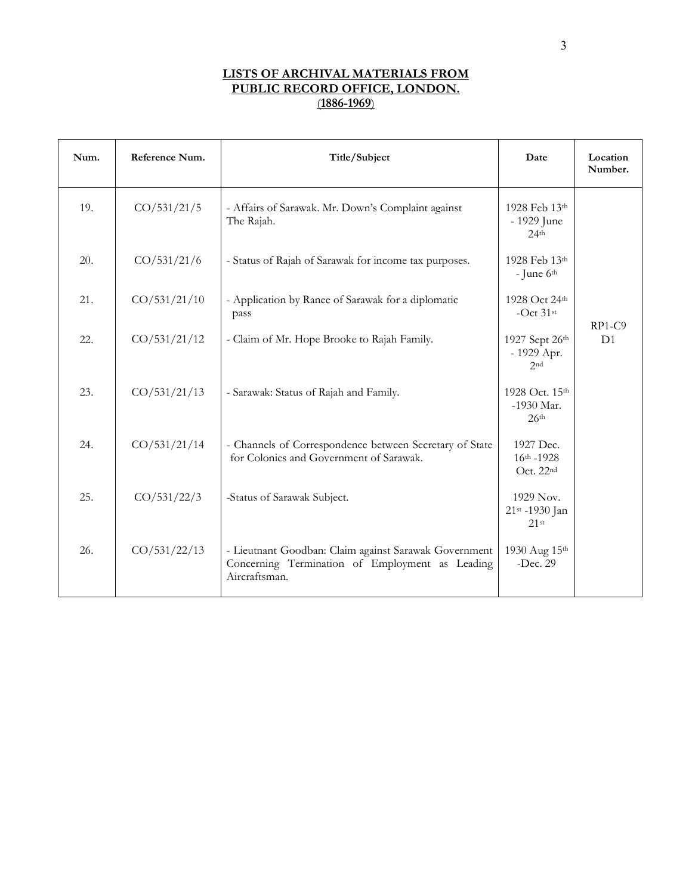**LISTS OF ARCHIVAL MATERIALS FROM PUBLIC RECORD OFFICE, LONDON.**
**(1886-1969)**

| Num. | Reference Num. | Title/Subject | Date | Location Number. |
|---|---|---|---|---|
| 19. | CO/531/21/5 | - Affairs of Sarawak. Mr. Down's Complaint against The Rajah. | 1928 Feb 13th - 1929 June 24th | RP1-C9 D1 |
| 20. | CO/531/21/6 | - Status of Rajah of Sarawak for income tax purposes. | 1928 Feb 13th - June 6th | |
| 21. | CO/531/21/10 | - Application by Ranee of Sarawak for a diplomatic pass | 1928 Oct 24th -Oct 31st | |
| 22. | CO/531/21/12 | - Claim of Mr. Hope Brooke to Rajah Family. | 1927 Sept 26th - 1929 Apr. 2nd | |
| 23. | CO/531/21/13 | - Sarawak: Status of Rajah and Family. | 1928 Oct. 15th -1930 Mar. 26th | |
| 24. | CO/531/21/14 | - Channels of Correspondence between Secretary of State for Colonies and Government of Sarawak. | 1927 Dec. 16th -1928 Oct. 22nd | |
| 25. | CO/531/22/3 | -Status of Sarawak Subject. | 1929 Nov. 21st -1930 Jan 21st | |
| 26. | CO/531/22/13 | - Lieutnant Goodban: Claim against Sarawak Government Concerning Termination of Employment as Leading Aircraftsman. | 1930 Aug 15th -Dec. 29 | |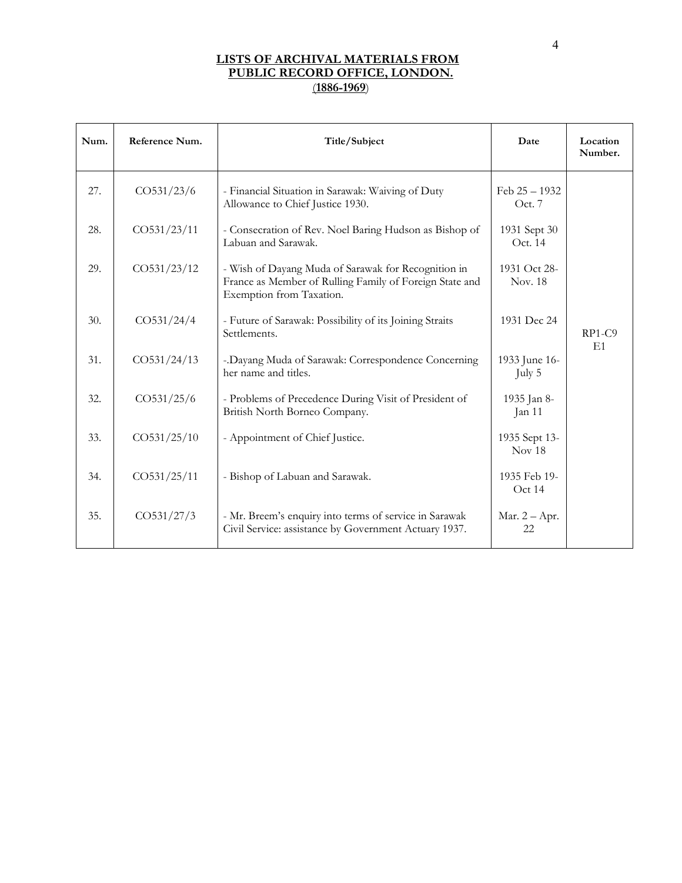**LISTS OF ARCHIVAL MATERIALS FROM PUBLIC RECORD OFFICE, LONDON.**
**(1886-1969)**

| Num. | Reference Num. | Title/Subject | Date | Location Number. |
|---|---|---|---|---|
| 27. | CO531/23/6 | - Financial Situation in Sarawak: Waiving of Duty Allowance to Chief Justice 1930. | Feb 25 – 1932 Oct. 7 | RP1-C9 E1 |
| 28. | CO531/23/11 | - Consecration of Rev. Noel Baring Hudson as Bishop of Labuan and Sarawak. | 1931 Sept 30 Oct. 14 | |
| 29. | CO531/23/12 | - Wish of Dayang Muda of Sarawak for Recognition in France as Member of Rulling Family of Foreign State and Exemption from Taxation. | 1931 Oct 28- Nov. 18 | |
| 30. | CO531/24/4 | - Future of Sarawak: Possibility of its Joining Straits Settlements. | 1931 Dec 24 | |
| 31. | CO531/24/13 | -.Dayang Muda of Sarawak: Correspondence Concerning her name and titles. | 1933 June 16- July 5 | |
| 32. | CO531/25/6 | - Problems of Precedence During Visit of President of British North Borneo Company. | 1935 Jan 8- Jan 11 | |
| 33. | CO531/25/10 | - Appointment of Chief Justice. | 1935 Sept 13- Nov 18 | |
| 34. | CO531/25/11 | - Bishop of Labuan and Sarawak. | 1935 Feb 19- Oct 14 | |
| 35. | CO531/27/3 | - Mr. Breem's enquiry into terms of service in Sarawak Civil Service: assistance by Government Actuary 1937. | Mar. 2 – Apr. 22 | |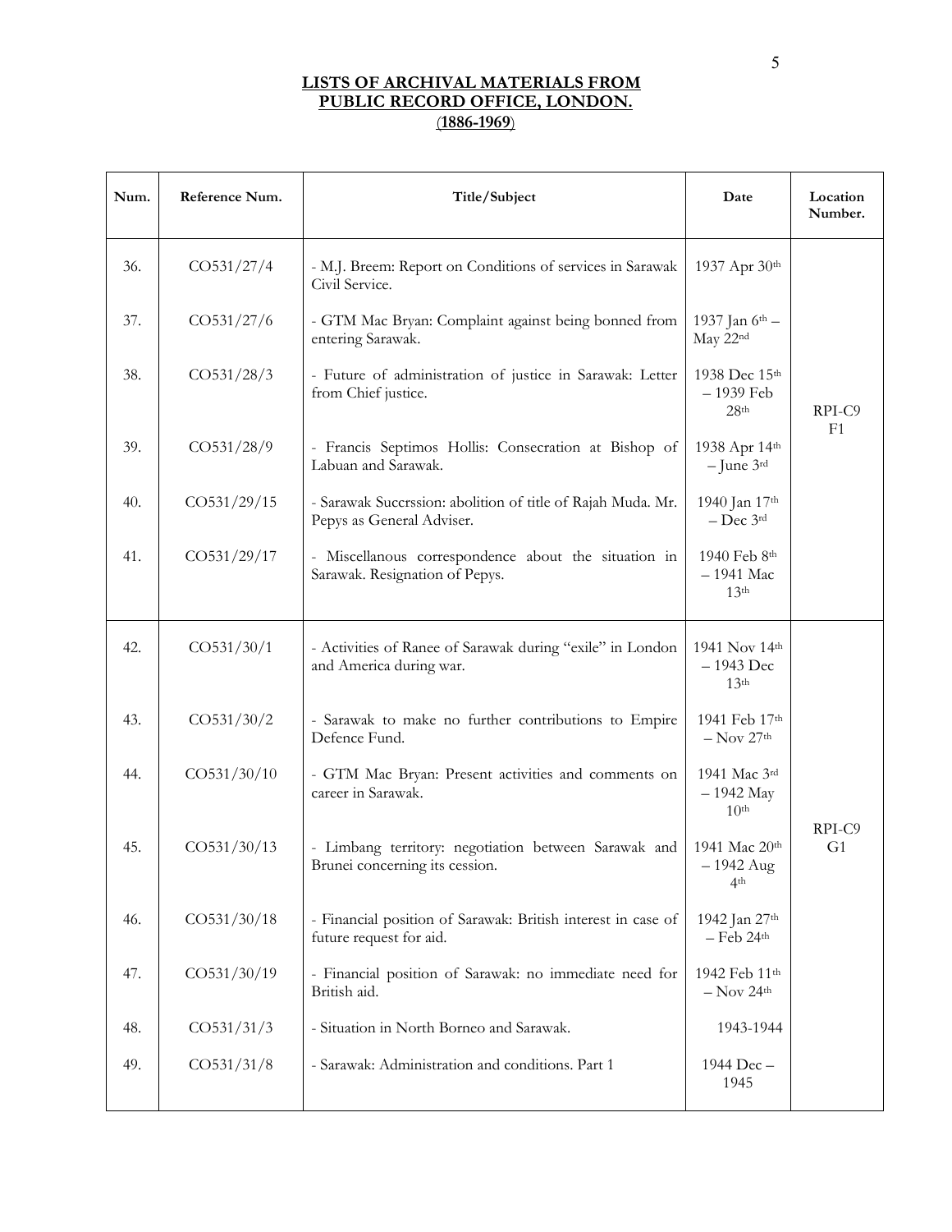## LISTS OF ARCHIVAL MATERIALS FROM PUBLIC RECORD OFFICE, LONDON. (1886-1969)

| Num. | Reference Num. | Title/Subject | Date | Location Number. |
|---|---|---|---|---|
| 36. | CO531/27/4 | - M.J. Breem: Report on Conditions of services in Sarawak Civil Service. | 1937 Apr 30th | RPI-C9 F1 |
| 37. | CO531/27/6 | - GTM Mac Bryan: Complaint against being bonned from entering Sarawak. | 1937 Jan 6th – May 22nd | |
| 38. | CO531/28/3 | - Future of administration of justice in Sarawak: Letter from Chief justice. | 1938 Dec 15th – 1939 Feb 28th | |
| 39. | CO531/28/9 | - Francis Septimos Hollis: Consecration at Bishop of Labuan and Sarawak. | 1938 Apr 14th – June 3rd | |
| 40. | CO531/29/15 | - Sarawak Succrssion: abolition of title of Rajah Muda. Mr. Pepys as General Adviser. | 1940 Jan 17th – Dec 3rd | |
| 41. | CO531/29/17 | - Miscellanous correspondence about the situation in Sarawak. Resignation of Pepys. | 1940 Feb 8th – 1941 Mac 13th | |
| 42. | CO531/30/1 | - Activities of Ranee of Sarawak during "exile" in London and America during war. | 1941 Nov 14th – 1943 Dec 13th | RPI-C9 G1 |
| 43. | CO531/30/2 | - Sarawak to make no further contributions to Empire Defence Fund. | 1941 Feb 17th – Nov 27th | |
| 44. | CO531/30/10 | - GTM Mac Bryan: Present activities and comments on career in Sarawak. | 1941 Mac 3rd – 1942 May 10th | |
| 45. | CO531/30/13 | - Limbang territory: negotiation between Sarawak and Brunei concerning its cession. | 1941 Mac 20th – 1942 Aug 4th | |
| 46. | CO531/30/18 | - Financial position of Sarawak: British interest in case of future request for aid. | 1942 Jan 27th – Feb 24th | |
| 47. | CO531/30/19 | - Financial position of Sarawak: no immediate need for British aid. | 1942 Feb 11th – Nov 24th | |
| 48. | CO531/31/3 | - Situation in North Borneo and Sarawak. | 1943-1944 | |
| 49. | CO531/31/8 | - Sarawak: Administration and conditions. Part 1 | 1944 Dec – 1945 | |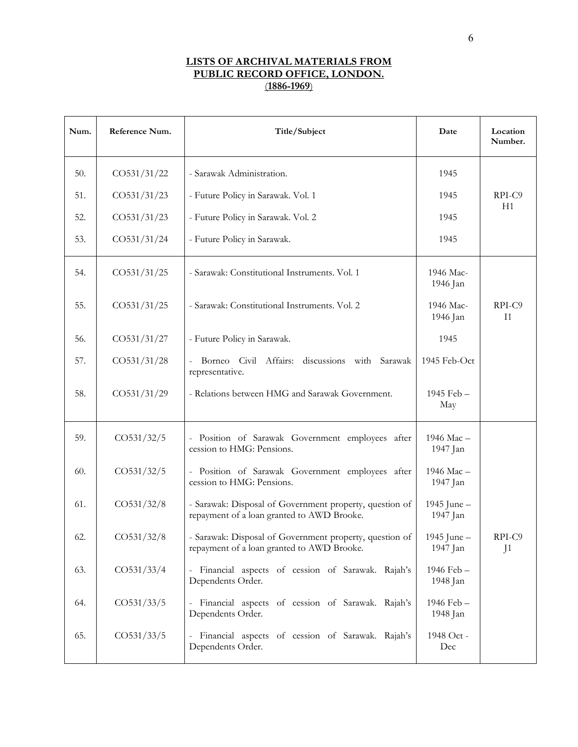**LISTS OF ARCHIVAL MATERIALS FROM PUBLIC RECORD OFFICE, LONDON.**
**(1886-1969)**

| Num. | Reference Num. | Title/Subject | Date | Location Number. |
|---|---|---|---|---|
| 50. | CO531/31/22 | - Sarawak Administration. | 1945 | RPI-C9 H1 |
| 51. | CO531/31/23 | - Future Policy in Sarawak. Vol. 1 | 1945 | |
| 52. | CO531/31/23 | - Future Policy in Sarawak. Vol. 2 | 1945 | |
| 53. | CO531/31/24 | - Future Policy in Sarawak. | 1945 | |
| 54. | CO531/31/25 | - Sarawak: Constitutional Instruments. Vol. 1 | 1946 Mac-1946 Jan | RPI-C9 I1 |
| 55. | CO531/31/25 | - Sarawak: Constitutional Instruments. Vol. 2 | 1946 Mac-1946 Jan | |
| 56. | CO531/31/27 | - Future Policy in Sarawak. | 1945 | |
| 57. | CO531/31/28 | - Borneo Civil Affairs: discussions with Sarawak representative. | 1945 Feb-Oct | |
| 58. | CO531/31/29 | - Relations between HMG and Sarawak Government. | 1945 Feb – May | |
| 59. | CO531/32/5 | - Position of Sarawak Government employees after cession to HMG: Pensions. | 1946 Mac – 1947 Jan | RPI-C9 J1 |
| 60. | CO531/32/5 | - Position of Sarawak Government employees after cession to HMG: Pensions. | 1946 Mac – 1947 Jan | |
| 61. | CO531/32/8 | - Sarawak: Disposal of Government property, question of repayment of a loan granted to AWD Brooke. | 1945 June – 1947 Jan | |
| 62. | CO531/32/8 | - Sarawak: Disposal of Government property, question of repayment of a loan granted to AWD Brooke. | 1945 June – 1947 Jan | |
| 63. | CO531/33/4 | - Financial aspects of cession of Sarawak. Rajah's Dependents Order. | 1946 Feb – 1948 Jan | |
| 64. | CO531/33/5 | - Financial aspects of cession of Sarawak. Rajah's Dependents Order. | 1946 Feb – 1948 Jan | |
| 65. | CO531/33/5 | - Financial aspects of cession of Sarawak. Rajah's Dependents Order. | 1948 Oct - Dec | |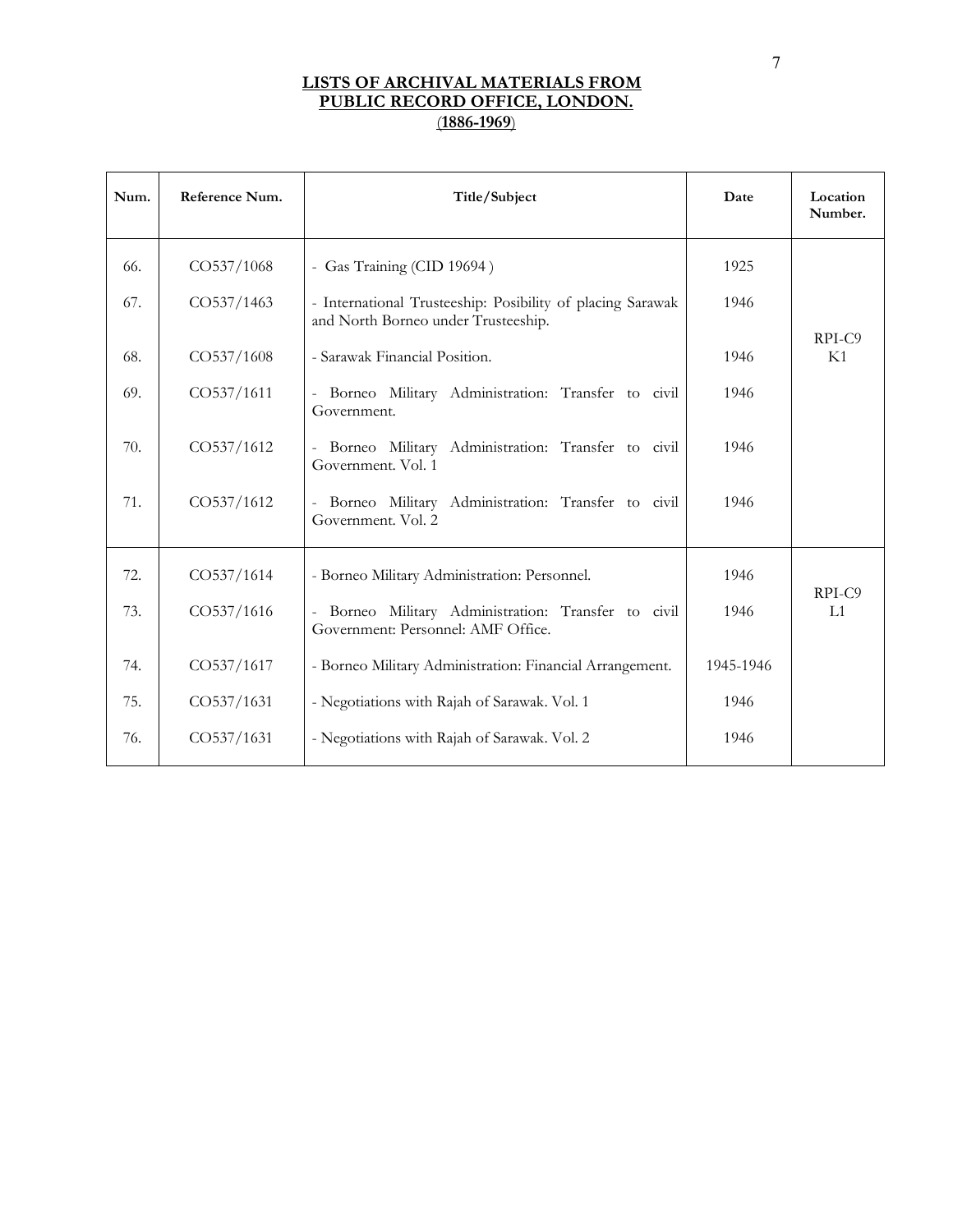**LISTS OF ARCHIVAL MATERIALS FROM PUBLIC RECORD OFFICE, LONDON.**
**(1886-1969)**

| Num. | Reference Num. | Title/Subject | Date | Location Number. |
|---|---|---|---|---|
| 66. | CO537/1068 | - Gas Training (CID 19694 ) | 1925 | RPI-C9 K1 |
| 67. | CO537/1463 | - International Trusteeship: Posibility of placing Sarawak and North Borneo under Trusteeship. | 1946 | |
| 68. | CO537/1608 | - Sarawak Financial Position. | 1946 | |
| 69. | CO537/1611 | - Borneo Military Administration: Transfer to civil Government. | 1946 | |
| 70. | CO537/1612 | - Borneo Military Administration: Transfer to civil Government. Vol. 1 | 1946 | |
| 71. | CO537/1612 | - Borneo Military Administration: Transfer to civil Government. Vol. 2 | 1946 | |
| 72. | CO537/1614 | - Borneo Military Administration: Personnel. | 1946 | RPI-C9 L1 |
| 73. | CO537/1616 | - Borneo Military Administration: Transfer to civil Government: Personnel: AMF Office. | 1946 | |
| 74. | CO537/1617 | - Borneo Military Administration: Financial Arrangement. | 1945-1946 | |
| 75. | CO537/1631 | - Negotiations with Rajah of Sarawak. Vol. 1 | 1946 | |
| 76. | CO537/1631 | - Negotiations with Rajah of Sarawak. Vol. 2 | 1946 | |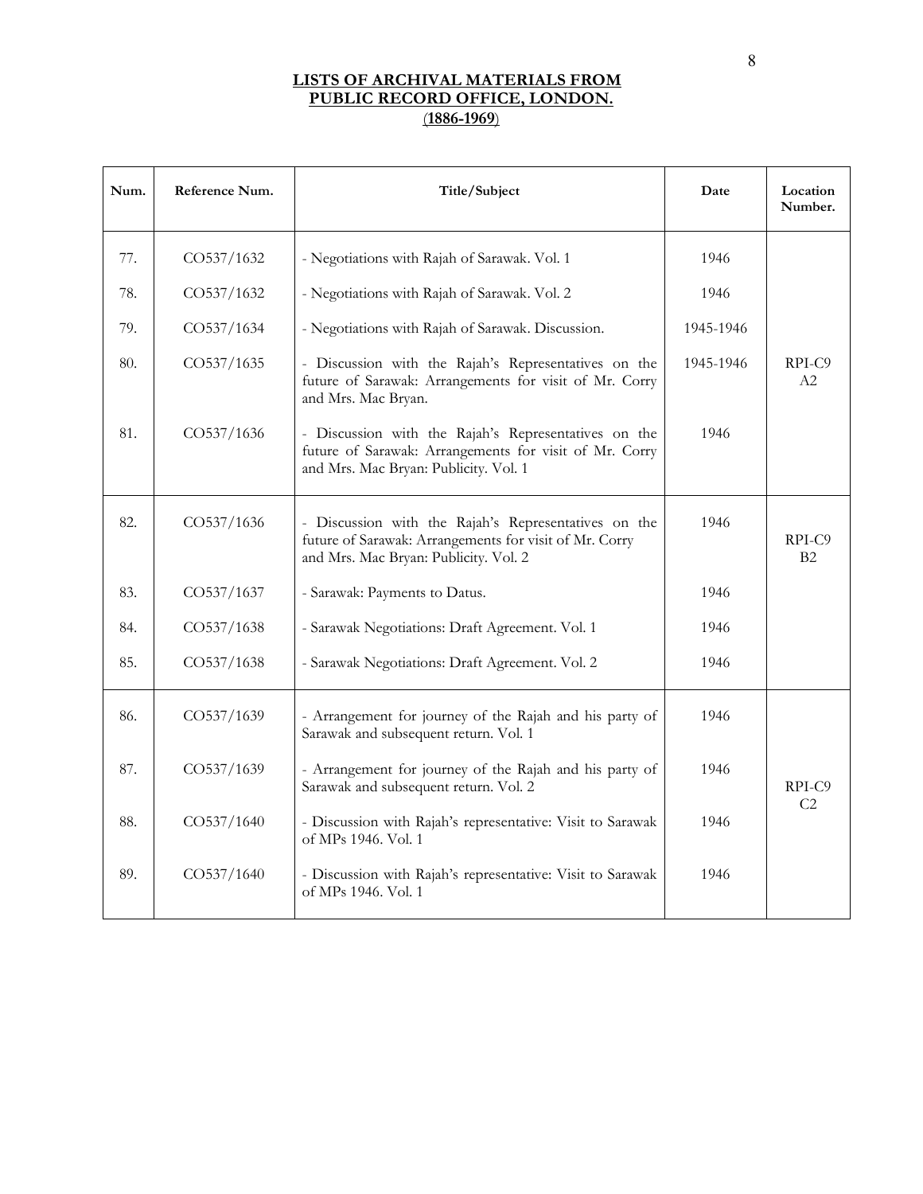**LISTS OF ARCHIVAL MATERIALS FROM PUBLIC RECORD OFFICE, LONDON.**
**(1886-1969)**

| Num. | Reference Num. | Title/Subject | Date | Location Number. |
|---|---|---|---|---|
| 77. | CO537/1632 | - Negotiations with Rajah of Sarawak. Vol. 1 | 1946 | RPI-C9 A2 |
| 78. | CO537/1632 | - Negotiations with Rajah of Sarawak. Vol. 2 | 1946 | |
| 79. | CO537/1634 | - Negotiations with Rajah of Sarawak. Discussion. | 1945-1946 | |
| 80. | CO537/1635 | - Discussion with the Rajah's Representatives on the future of Sarawak: Arrangements for visit of Mr. Corry and Mrs. Mac Bryan. | 1945-1946 | |
| 81. | CO537/1636 | - Discussion with the Rajah's Representatives on the future of Sarawak: Arrangements for visit of Mr. Corry and Mrs. Mac Bryan: Publicity. Vol. 1 | 1946 | |
| 82. | CO537/1636 | - Discussion with the Rajah's Representatives on the future of Sarawak: Arrangements for visit of Mr. Corry and Mrs. Mac Bryan: Publicity. Vol. 2 | 1946 | RPI-C9 B2 |
| 83. | CO537/1637 | - Sarawak: Payments to Datus. | 1946 | |
| 84. | CO537/1638 | - Sarawak Negotiations: Draft Agreement. Vol. 1 | 1946 | |
| 85. | CO537/1638 | - Sarawak Negotiations: Draft Agreement. Vol. 2 | 1946 | |
| 86. | CO537/1639 | - Arrangement for journey of the Rajah and his party of Sarawak and subsequent return. Vol. 1 | 1946 | RPI-C9 C2 |
| 87. | CO537/1639 | - Arrangement for journey of the Rajah and his party of Sarawak and subsequent return. Vol. 2 | 1946 | |
| 88. | CO537/1640 | - Discussion with Rajah's representative: Visit to Sarawak of MPs 1946. Vol. 1 | 1946 | |
| 89. | CO537/1640 | - Discussion with Rajah's representative: Visit to Sarawak of MPs 1946. Vol. 1 | 1946 | |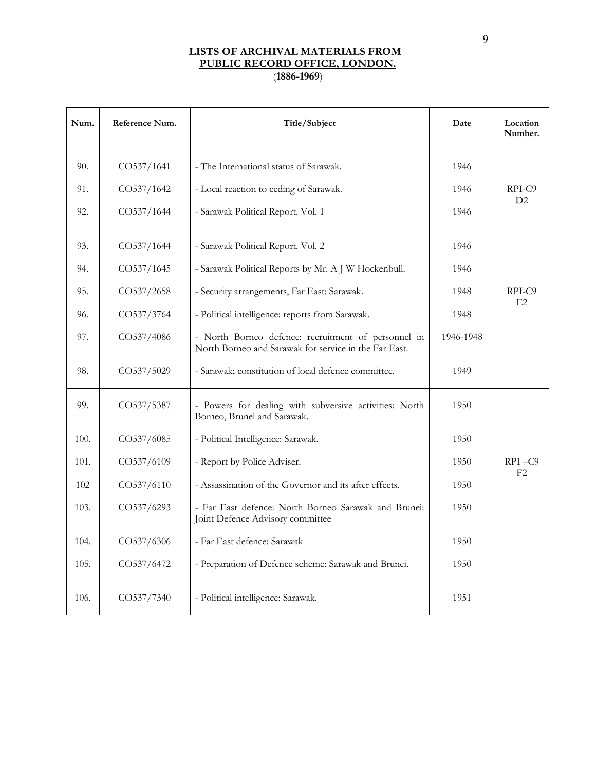**LISTS OF ARCHIVAL MATERIALS FROM PUBLIC RECORD OFFICE, LONDON.**
**(1886-1969)**

| Num. | Reference Num. | Title/Subject | Date | Location Number. |
|---|---|---|---|---|
| 90. | CO537/1641 | - The International status of Sarawak. | 1946 | RPI-C9 D2 |
| 91. | CO537/1642 | - Local reaction to ceding of Sarawak. | 1946 | |
| 92. | CO537/1644 | - Sarawak Political Report. Vol. 1 | 1946 | |
| 93. | CO537/1644 | - Sarawak Political Report. Vol. 2 | 1946 | RPI-C9 E2 |
| 94. | CO537/1645 | - Sarawak Political Reports by Mr. A J W Hockenbull. | 1946 | |
| 95. | CO537/2658 | - Security arrangements, Far East: Sarawak. | 1948 | |
| 96. | CO537/3764 | - Political intelligence: reports from Sarawak. | 1948 | |
| 97. | CO537/4086 | - North Borneo defence: recruitment of personnel in North Borneo and Sarawak for service in the Far East. | 1946-1948 | |
| 98. | CO537/5029 | - Sarawak; constitution of local defence committee. | 1949 | |
| 99. | CO537/5387 | - Powers for dealing with subversive activities: North Borneo, Brunei and Sarawak. | 1950 | RPI –C9 F2 |
| 100. | CO537/6085 | - Political Intelligence: Sarawak. | 1950 | |
| 101. | CO537/6109 | - Report by Police Adviser. | 1950 | |
| 102 | CO537/6110 | - Assassination of the Governor and its after effects. | 1950 | |
| 103. | CO537/6293 | - Far East defence: North Borneo Sarawak and Brunei: Joint Defence Advisory committee | 1950 | |
| 104. | CO537/6306 | - Far East defence: Sarawak | 1950 | |
| 105. | CO537/6472 | - Preparation of Defence scheme: Sarawak and Brunei. | 1950 | |
| 106. | CO537/7340 | - Political intelligence: Sarawak. | 1951 | |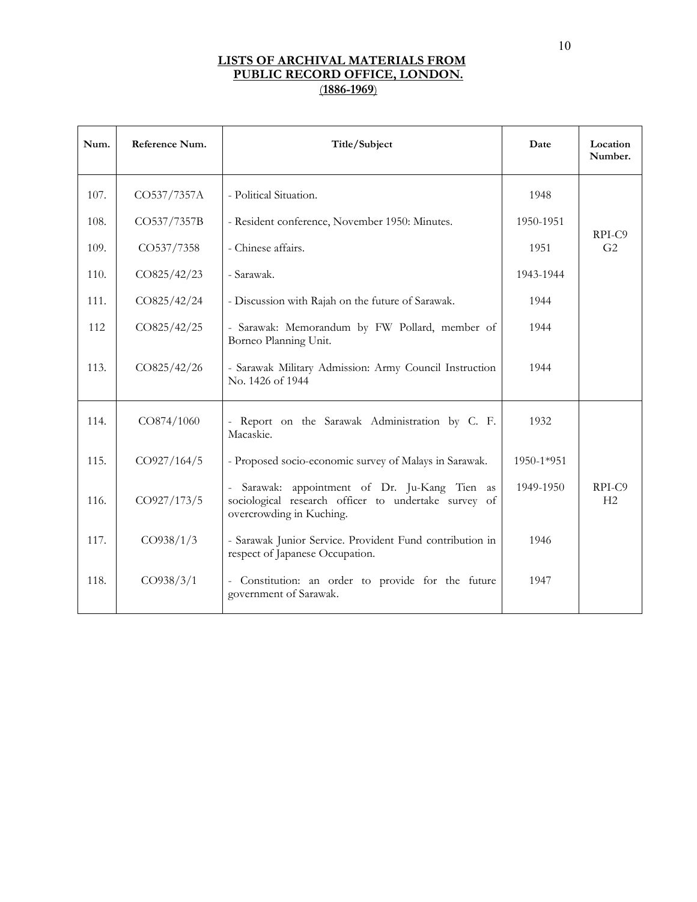## LISTS OF ARCHIVAL MATERIALS FROM PUBLIC RECORD OFFICE, LONDON.
## (1886-1969)

| Num. | Reference Num. | Title/Subject | Date | Location Number. |
|---|---|---|---|---|
| 107. | CO537/7357A | - Political Situation. | 1948 | RPI-C9 G2 |
| 108. | CO537/7357B | - Resident conference, November 1950: Minutes. | 1950-1951 | |
| 109. | CO537/7358 | - Chinese affairs. | 1951 | |
| 110. | CO825/42/23 | - Sarawak. | 1943-1944 | |
| 111. | CO825/42/24 | - Discussion with Rajah on the future of Sarawak. | 1944 | |
| 112 | CO825/42/25 | - Sarawak: Memorandum by FW Pollard, member of Borneo Planning Unit. | 1944 | |
| 113. | CO825/42/26 | - Sarawak Military Admission: Army Council Instruction No. 1426 of 1944 | 1944 | |
| 114. | CO874/1060 | - Report on the Sarawak Administration by C. F. Macaskie. | 1932 | RPI-C9 H2 |
| 115. | CO927/164/5 | - Proposed socio-economic survey of Malays in Sarawak. | 1950-1*951 | |
| 116. | CO927/173/5 | - Sarawak: appointment of Dr. Ju-Kang Tien as sociological research officer to undertake survey of overcrowding in Kuching. | 1949-1950 | |
| 117. | CO938/1/3 | - Sarawak Junior Service. Provident Fund contribution in respect of Japanese Occupation. | 1946 | |
| 118. | CO938/3/1 | - Constitution: an order to provide for the future government of Sarawak. | 1947 | |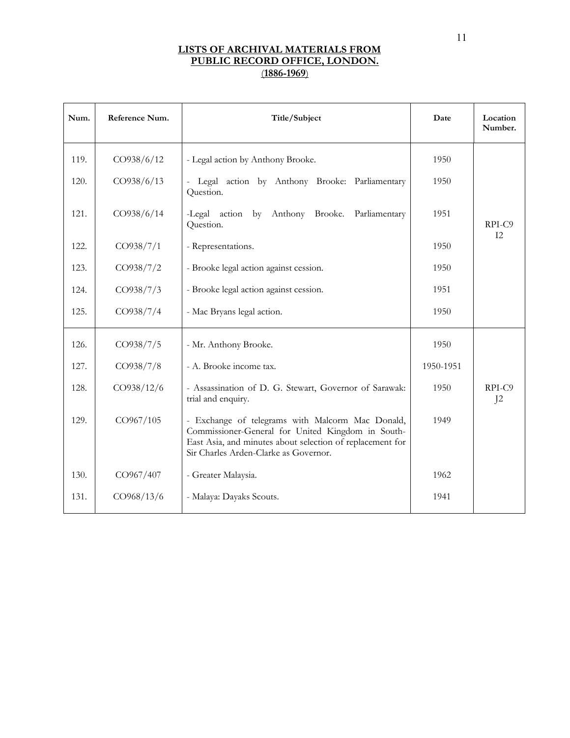## LISTS OF ARCHIVAL MATERIALS FROM PUBLIC RECORD OFFICE, LONDON.
## (1886-1969)

| Num. | Reference Num. | Title/Subject | Date | Location Number. |
|---|---|---|---|---|
| 119. | CO938/6/12 | - Legal action by Anthony Brooke. | 1950 | RPI-C9 I2 |
| 120. | CO938/6/13 | - Legal action by Anthony Brooke: Parliamentary Question. | 1950 | |
| 121. | CO938/6/14 | -Legal action by Anthony Brooke. Parliamentary Question. | 1951 | |
| 122. | CO938/7/1 | - Representations. | 1950 | |
| 123. | CO938/7/2 | - Brooke legal action against cession. | 1950 | |
| 124. | CO938/7/3 | - Brooke legal action against cession. | 1951 | |
| 125. | CO938/7/4 | - Mac Bryans legal action. | 1950 | |
| 126. | CO938/7/5 | - Mr. Anthony Brooke. | 1950 | RPI-C9 J2 |
| 127. | CO938/7/8 | - A. Brooke income tax. | 1950-1951 | |
| 128. | CO938/12/6 | - Assassination of D. G. Stewart, Governor of Sarawak: trial and enquiry. | 1950 | |
| 129. | CO967/105 | - Exchange of telegrams with Malcorm Mac Donald, Commissioner-General for United Kingdom in South-East Asia, and minutes about selection of replacement for Sir Charles Arden-Clarke as Governor. | 1949 | |
| 130. | CO967/407 | - Greater Malaysia. | 1962 | |
| 131. | CO968/13/6 | - Malaya: Dayaks Scouts. | 1941 | |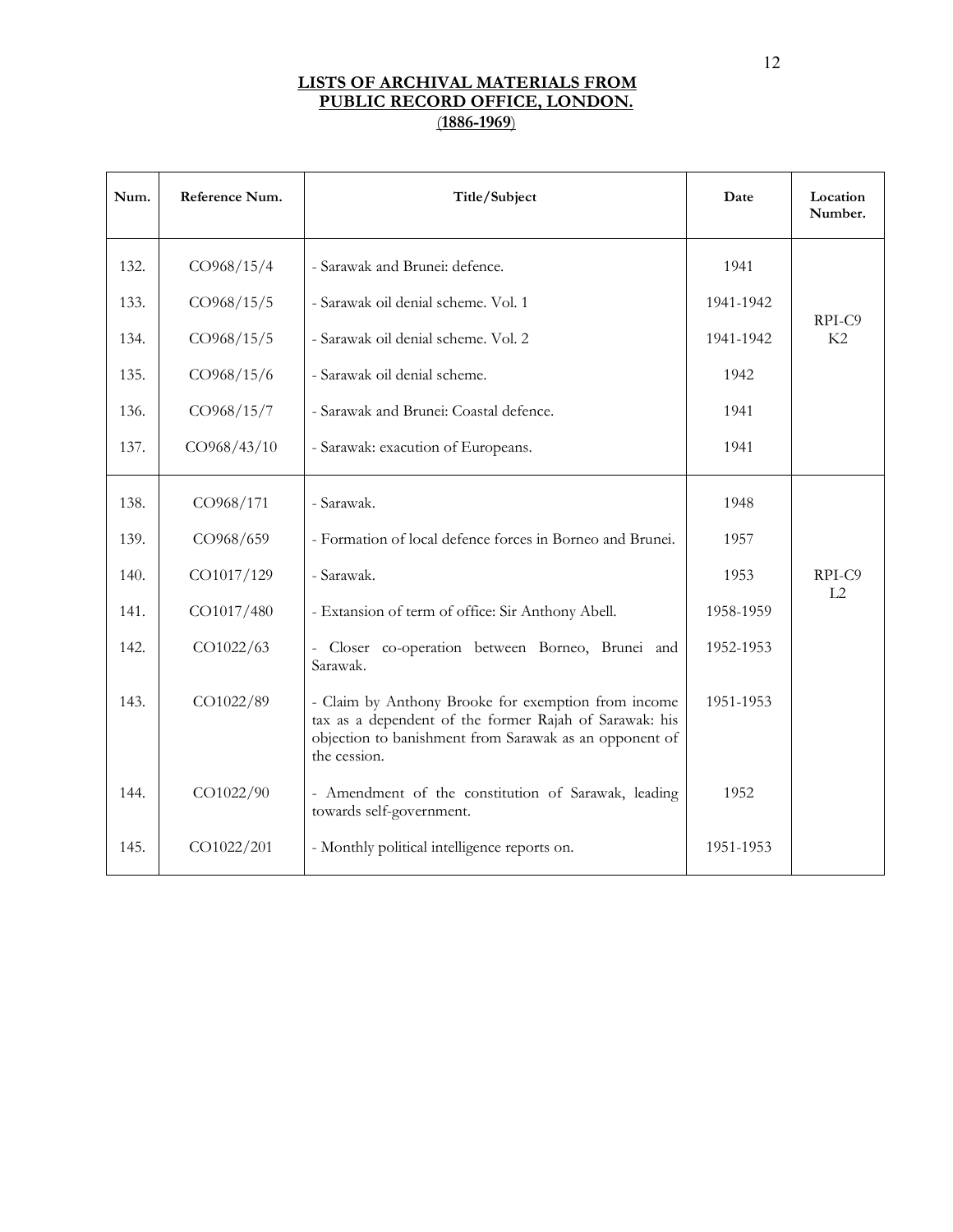## LISTS OF ARCHIVAL MATERIALS FROM PUBLIC RECORD OFFICE, LONDON.
## (1886-1969)

| Num. | Reference Num. | Title/Subject | Date | Location Number. |
|---|---|---|---|---|
| 132. | CO968/15/4 | - Sarawak and Brunei: defence. | 1941 | RPI-C9 K2 |
| 133. | CO968/15/5 | - Sarawak oil denial scheme. Vol. 1 | 1941-1942 | |
| 134. | CO968/15/5 | - Sarawak oil denial scheme. Vol. 2 | 1941-1942 | |
| 135. | CO968/15/6 | - Sarawak oil denial scheme. | 1942 | |
| 136. | CO968/15/7 | - Sarawak and Brunei: Coastal defence. | 1941 | |
| 137. | CO968/43/10 | - Sarawak: exacution of Europeans. | 1941 | |
| 138. | CO968/171 | - Sarawak. | 1948 | RPI-C9 L2 |
| 139. | CO968/659 | - Formation of local defence forces in Borneo and Brunei. | 1957 | |
| 140. | CO1017/129 | - Sarawak. | 1953 | |
| 141. | CO1017/480 | - Extansion of term of office: Sir Anthony Abell. | 1958-1959 | |
| 142. | CO1022/63 | - Closer co-operation between Borneo, Brunei and Sarawak. | 1952-1953 | |
| 143. | CO1022/89 | - Claim by Anthony Brooke for exemption from income tax as a dependent of the former Rajah of Sarawak: his objection to banishment from Sarawak as an opponent of the cession. | 1951-1953 | |
| 144. | CO1022/90 | - Amendment of the constitution of Sarawak, leading towards self-government. | 1952 | |
| 145. | CO1022/201 | - Monthly political intelligence reports on. | 1951-1953 | |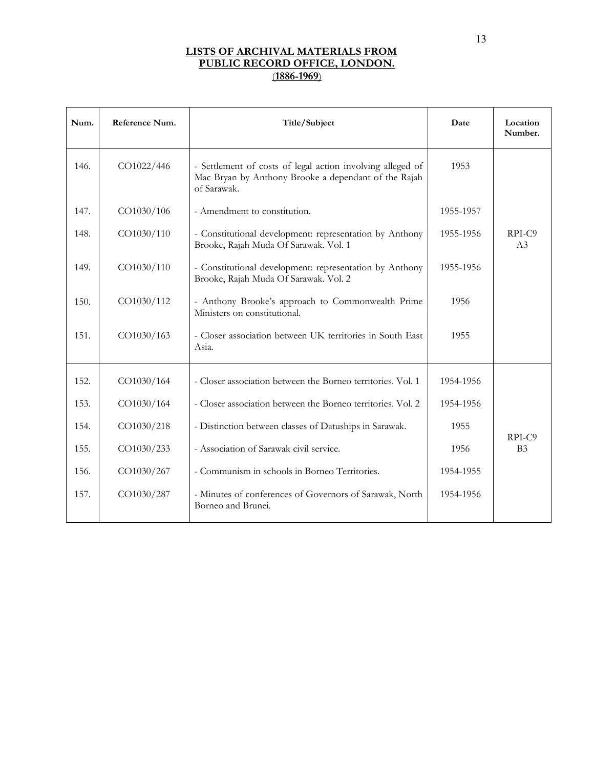**LISTS OF ARCHIVAL MATERIALS FROM PUBLIC RECORD OFFICE, LONDON.**
**(1886-1969)**

| Num. | Reference Num. | Title/Subject | Date | Location Number. |
|---|---|---|---|---|
| 146. | CO1022/446 | - Settlement of costs of legal action involving alleged of Mac Bryan by Anthony Brooke a dependant of the Rajah of Sarawak. | 1953 | RPI-C9 A3 |
| 147. | CO1030/106 | - Amendment to constitution. | 1955-1957 | |
| 148. | CO1030/110 | - Constitutional development: representation by Anthony Brooke, Rajah Muda Of Sarawak. Vol. 1 | 1955-1956 | |
| 149. | CO1030/110 | - Constitutional development: representation by Anthony Brooke, Rajah Muda Of Sarawak. Vol. 2 | 1955-1956 | |
| 150. | CO1030/112 | - Anthony Brooke's approach to Commonwealth Prime Ministers on constitutional. | 1956 | |
| 151. | CO1030/163 | - Closer association between UK territories in South East Asia. | 1955 | |
| 152. | CO1030/164 | - Closer association between the Borneo territories. Vol. 1 | 1954-1956 | RPI-C9 B3 |
| 153. | CO1030/164 | - Closer association between the Borneo territories. Vol. 2 | 1954-1956 | |
| 154. | CO1030/218 | - Distinction between classes of Datuships in Sarawak. | 1955 | |
| 155. | CO1030/233 | - Association of Sarawak civil service. | 1956 | |
| 156. | CO1030/267 | - Communism in schools in Borneo Territories. | 1954-1955 | |
| 157. | CO1030/287 | - Minutes of conferences of Governors of Sarawak, North Borneo and Brunei. | 1954-1956 | |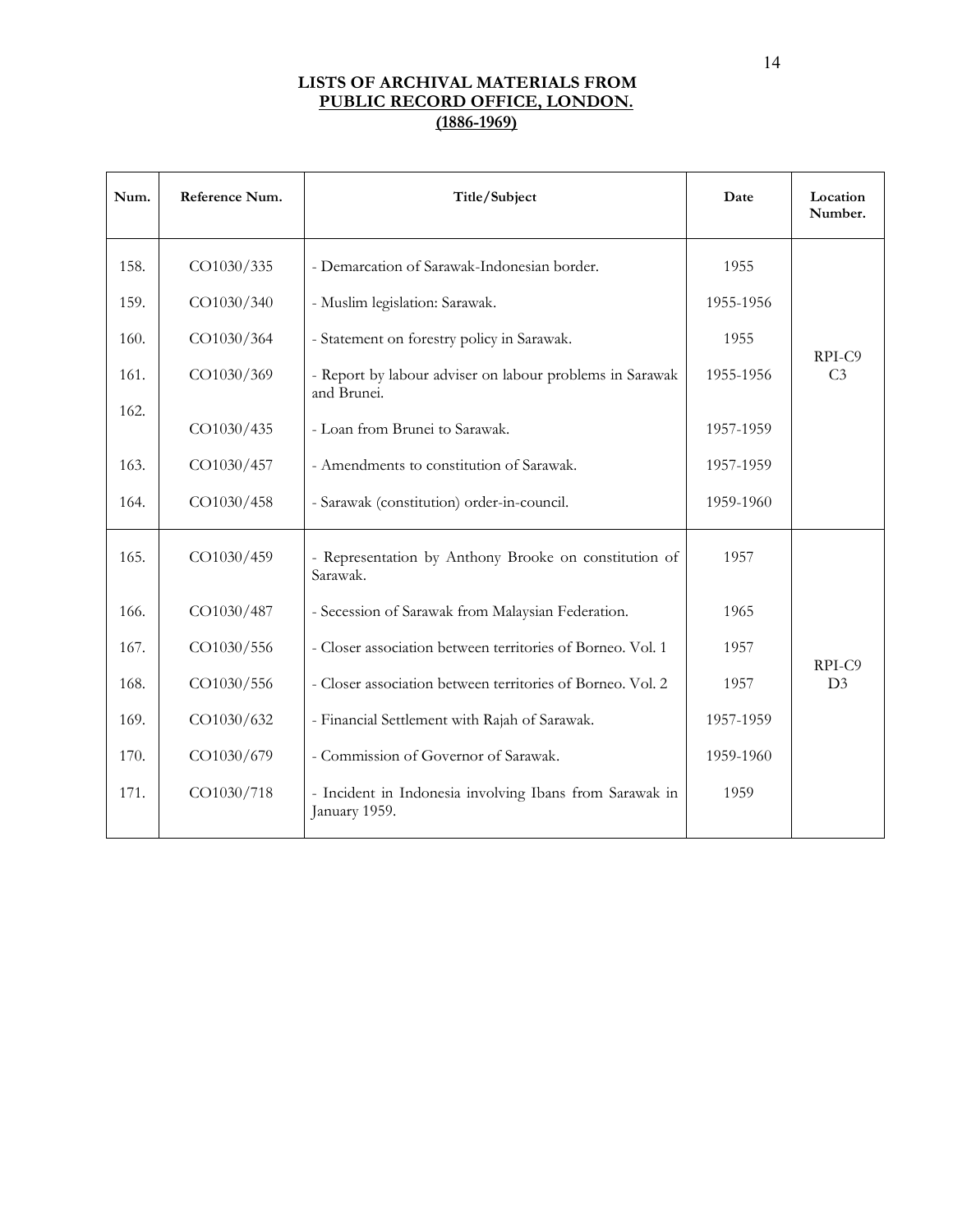**LISTS OF ARCHIVAL MATERIALS FROM**
**PUBLIC RECORD OFFICE, LONDON.**
**(1886-1969)**

| Num. | Reference Num. | Title/Subject | Date | Location Number. |
|---|---|---|---|---|
| 158. | CO1030/335 | - Demarcation of Sarawak-Indonesian border. | 1955 | RPI-C9 C3 |
| 159. | CO1030/340 | - Muslim legislation: Sarawak. | 1955-1956 | |
| 160. | CO1030/364 | - Statement on forestry policy in Sarawak. | 1955 | |
| 161. | CO1030/369 | - Report by labour adviser on labour problems in Sarawak and Brunei. | 1955-1956 | |
| 162. | CO1030/435 | - Loan from Brunei to Sarawak. | 1957-1959 | |
| 163. | CO1030/457 | - Amendments to constitution of Sarawak. | 1957-1959 | |
| 164. | CO1030/458 | - Sarawak (constitution) order-in-council. | 1959-1960 | |
| 165. | CO1030/459 | - Representation by Anthony Brooke on constitution of Sarawak. | 1957 | RPI-C9 D3 |
| 166. | CO1030/487 | - Secession of Sarawak from Malaysian Federation. | 1965 | |
| 167. | CO1030/556 | - Closer association between territories of Borneo. Vol. 1 | 1957 | |
| 168. | CO1030/556 | - Closer association between territories of Borneo. Vol. 2 | 1957 | |
| 169. | CO1030/632 | - Financial Settlement with Rajah of Sarawak. | 1957-1959 | |
| 170. | CO1030/679 | - Commission of Governor of Sarawak. | 1959-1960 | |
| 171. | CO1030/718 | - Incident in Indonesia involving Ibans from Sarawak in January 1959. | 1959 | |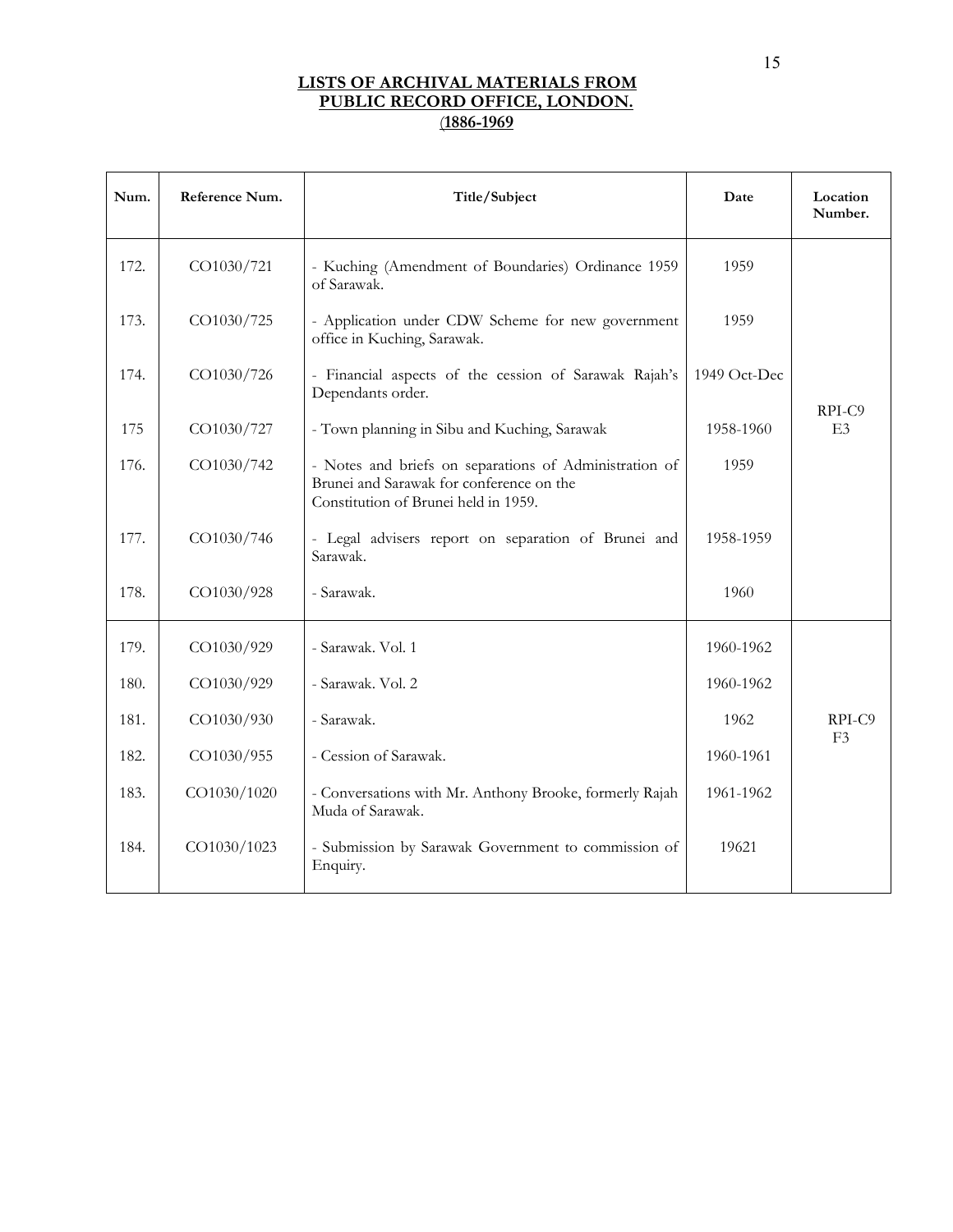**LISTS OF ARCHIVAL MATERIALS FROM PUBLIC RECORD OFFICE, LONDON. (1886-1969**

| Num. | Reference Num. | Title/Subject | Date | Location Number. |
|---|---|---|---|---|
| 172. | CO1030/721 | - Kuching (Amendment of Boundaries) Ordinance 1959 of Sarawak. | 1959 | RPI-C9 E3 |
| 173. | CO1030/725 | - Application under CDW Scheme for new government office in Kuching, Sarawak. | 1959 | |
| 174. | CO1030/726 | - Financial aspects of the cession of Sarawak Rajah's Dependants order. | 1949 Oct-Dec | |
| 175 | CO1030/727 | - Town planning in Sibu and Kuching, Sarawak | 1958-1960 | |
| 176. | CO1030/742 | - Notes and briefs on separations of Administration of Brunei and Sarawak for conference on the Constitution of Brunei held in 1959. | 1959 | |
| 177. | CO1030/746 | - Legal advisers report on separation of Brunei and Sarawak. | 1958-1959 | |
| 178. | CO1030/928 | - Sarawak. | 1960 | |
| 179. | CO1030/929 | - Sarawak. Vol. 1 | 1960-1962 | RPI-C9 F3 |
| 180. | CO1030/929 | - Sarawak. Vol. 2 | 1960-1962 | |
| 181. | CO1030/930 | - Sarawak. | 1962 | |
| 182. | CO1030/955 | - Cession of Sarawak. | 1960-1961 | |
| 183. | CO1030/1020 | - Conversations with Mr. Anthony Brooke, formerly Rajah Muda of Sarawak. | 1961-1962 | |
| 184. | CO1030/1023 | - Submission by Sarawak Government to commission of Enquiry. | 19621 | |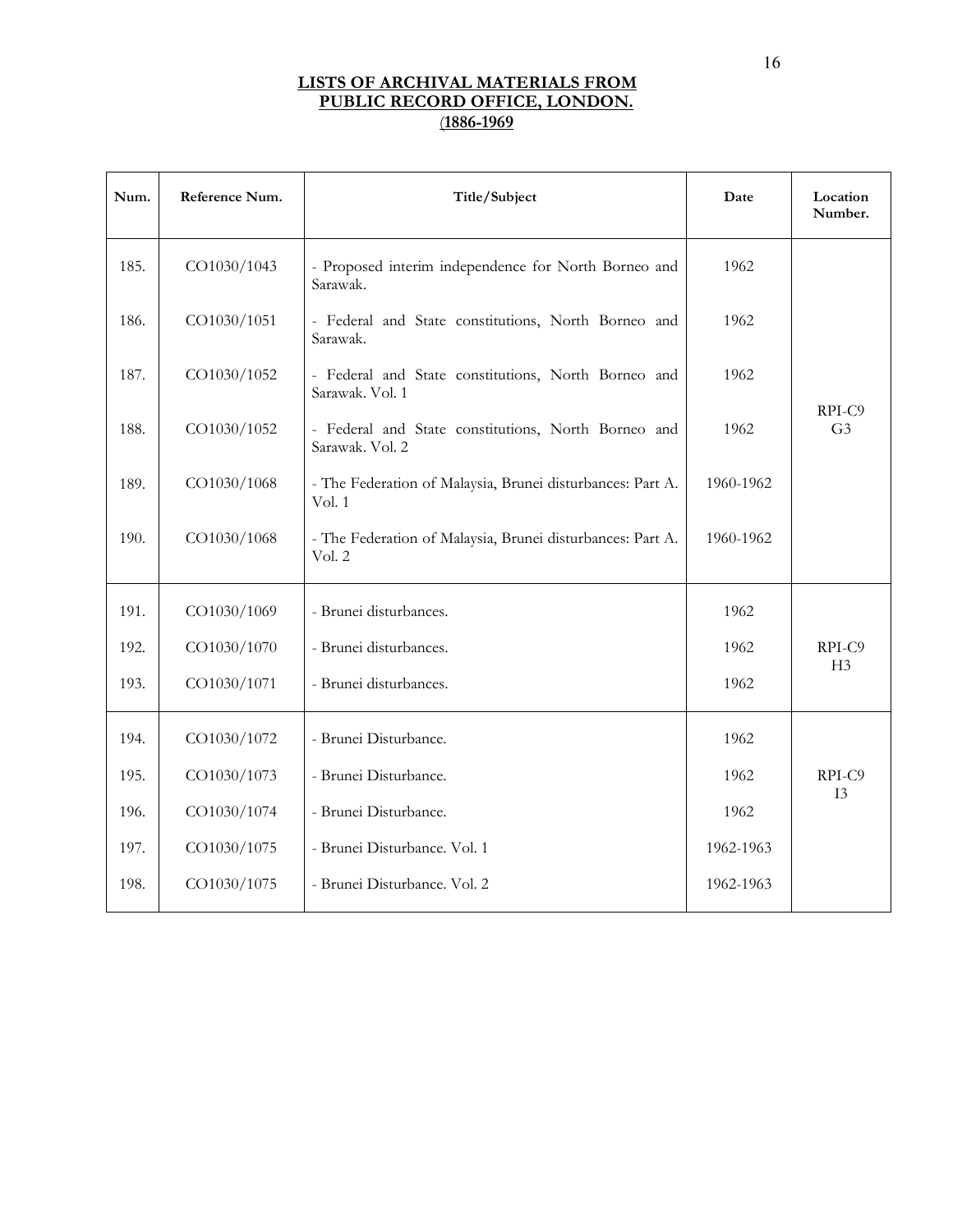**LISTS OF ARCHIVAL MATERIALS FROM PUBLIC RECORD OFFICE, LONDON.**
**(1886-1969**

| Num. | Reference Num. | Title/Subject | Date | Location Number. |
|---|---|---|---|---|
| 185. | CO1030/1043 | - Proposed interim independence for North Borneo and Sarawak. | 1962 | RPI-C9 G3 |
| 186. | CO1030/1051 | - Federal and State constitutions, North Borneo and Sarawak. | 1962 | |
| 187. | CO1030/1052 | - Federal and State constitutions, North Borneo and Sarawak. Vol. 1 | 1962 | |
| 188. | CO1030/1052 | - Federal and State constitutions, North Borneo and Sarawak. Vol. 2 | 1962 | |
| 189. | CO1030/1068 | - The Federation of Malaysia, Brunei disturbances: Part A. Vol. 1 | 1960-1962 | |
| 190. | CO1030/1068 | - The Federation of Malaysia, Brunei disturbances: Part A. Vol. 2 | 1960-1962 | |
| 191. | CO1030/1069 | - Brunei disturbances. | 1962 | RPI-C9 H3 |
| 192. | CO1030/1070 | - Brunei disturbances. | 1962 | |
| 193. | CO1030/1071 | - Brunei disturbances. | 1962 | |
| 194. | CO1030/1072 | - Brunei Disturbance. | 1962 | RPI-C9 I3 |
| 195. | CO1030/1073 | - Brunei Disturbance. | 1962 | |
| 196. | CO1030/1074 | - Brunei Disturbance. | 1962 | |
| 197. | CO1030/1075 | - Brunei Disturbance. Vol. 1 | 1962-1963 | |
| 198. | CO1030/1075 | - Brunei Disturbance. Vol. 2 | 1962-1963 | |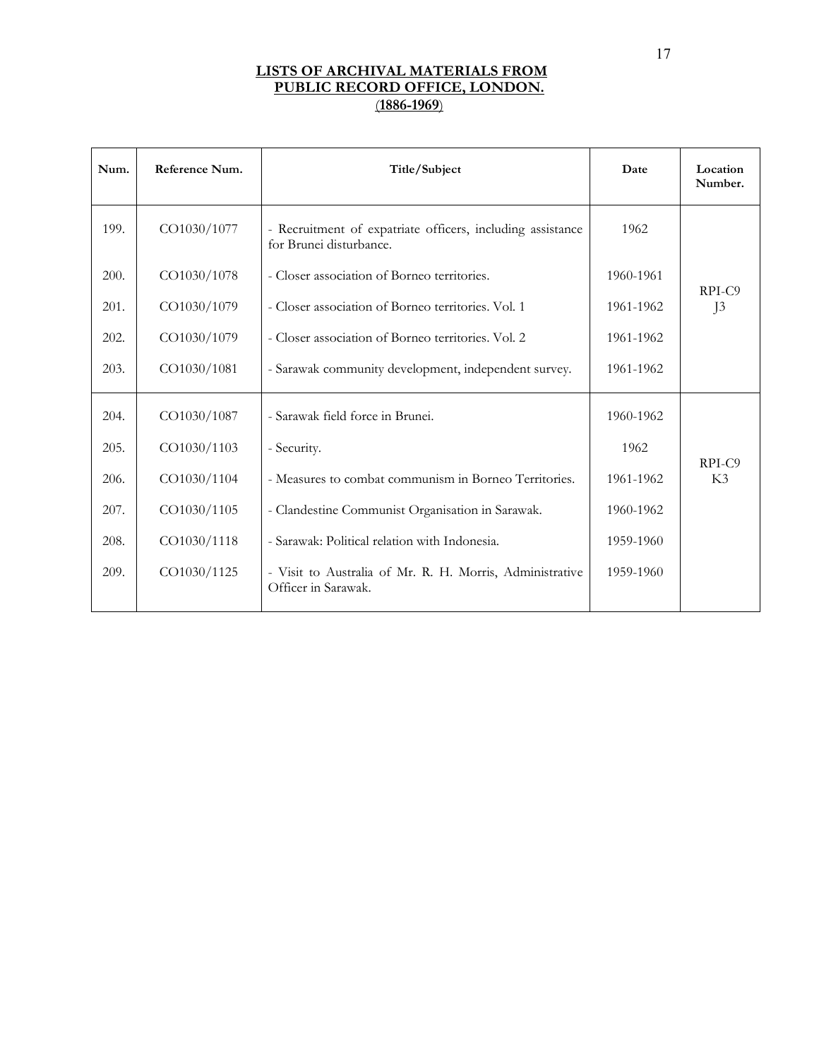**LISTS OF ARCHIVAL MATERIALS FROM PUBLIC RECORD OFFICE, LONDON.**
**(1886-1969)**

| Num. | Reference Num. | Title/Subject | Date | Location Number. |
|---|---|---|---|---|
| 199. | CO1030/1077 | - Recruitment of expatriate officers, including assistance for Brunei disturbance. | 1962 | RPI-C9 J3 |
| 200. | CO1030/1078 | - Closer association of Borneo territories. | 1960-1961 | |
| 201. | CO1030/1079 | - Closer association of Borneo territories. Vol. 1 | 1961-1962 | |
| 202. | CO1030/1079 | - Closer association of Borneo territories. Vol. 2 | 1961-1962 | |
| 203. | CO1030/1081 | - Sarawak community development, independent survey. | 1961-1962 | |
| 204. | CO1030/1087 | - Sarawak field force in Brunei. | 1960-1962 | RPI-C9 K3 |
| 205. | CO1030/1103 | - Security. | 1962 | |
| 206. | CO1030/1104 | - Measures to combat communism in Borneo Territories. | 1961-1962 | |
| 207. | CO1030/1105 | - Clandestine Communist Organisation in Sarawak. | 1960-1962 | |
| 208. | CO1030/1118 | - Sarawak: Political relation with Indonesia. | 1959-1960 | |
| 209. | CO1030/1125 | - Visit to Australia of Mr. R. H. Morris, Administrative Officer in Sarawak. | 1959-1960 | |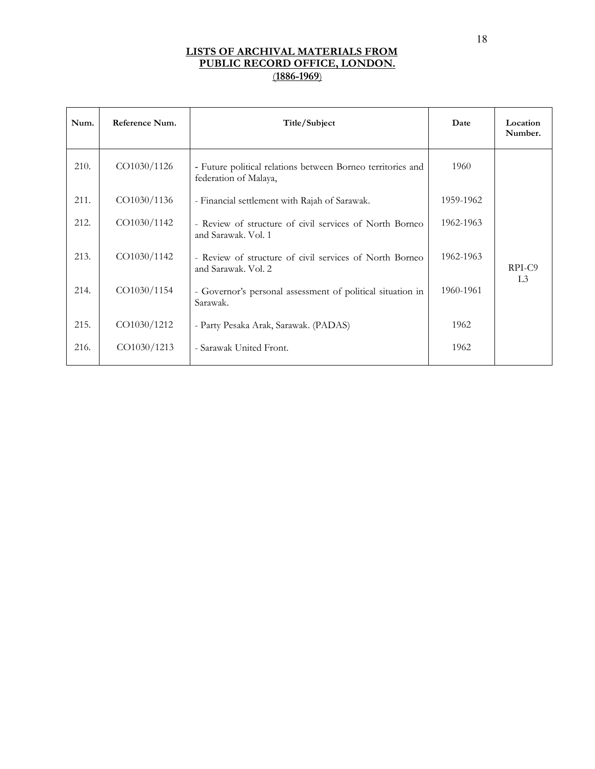# LISTS OF ARCHIVAL MATERIALS FROM PUBLIC RECORD OFFICE, LONDON. (1886-1969)

| Num. | Reference Num. | Title/Subject | Date | Location Number. |
|---|---|---|---|---|
| 210. | CO1030/1126 | - Future political relations between Borneo territories and federation of Malaya, | 1960 | RPI-C9 L3 |
| 211. | CO1030/1136 | - Financial settlement with Rajah of Sarawak. | 1959-1962 | |
| 212. | CO1030/1142 | - Review of structure of civil services of North Borneo and Sarawak. Vol. 1 | 1962-1963 | |
| 213. | CO1030/1142 | - Review of structure of civil services of North Borneo and Sarawak. Vol. 2 | 1962-1963 | |
| 214. | CO1030/1154 | - Governor's personal assessment of political situation in Sarawak. | 1960-1961 | |
| 215. | CO1030/1212 | - Party Pesaka Arak, Sarawak. (PADAS) | 1962 | |
| 216. | CO1030/1213 | - Sarawak United Front. | 1962 | |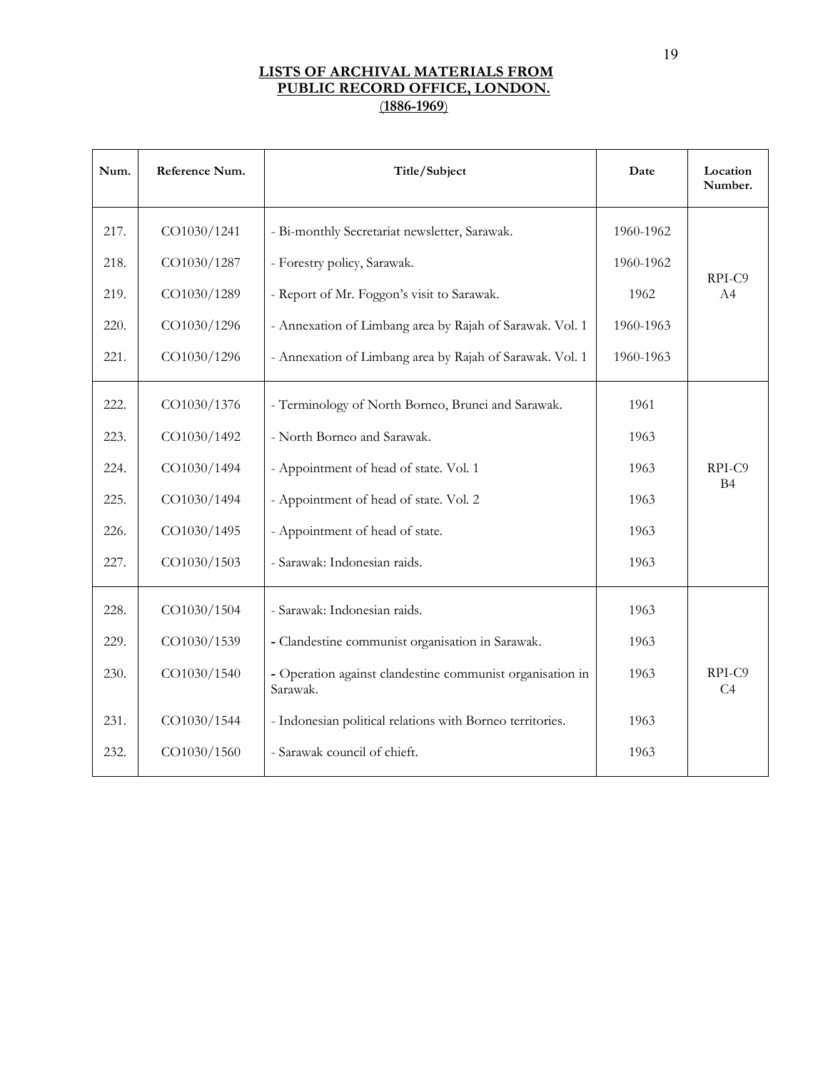**LISTS OF ARCHIVAL MATERIALS FROM PUBLIC RECORD OFFICE, LONDON.**
**(1886-1969)**

| Num. | Reference Num. | Title/Subject | Date | Location Number. |
|---|---|---|---|---|
| 217. | CO1030/1241 | - Bi-monthly Secretariat newsletter, Sarawak. | 1960-1962 | RPI-C9 A4 |
| 218. | CO1030/1287 | - Forestry policy, Sarawak. | 1960-1962 | |
| 219. | CO1030/1289 | - Report of Mr. Foggon's visit to Sarawak. | 1962 | |
| 220. | CO1030/1296 | - Annexation of Limbang area by Rajah of Sarawak. Vol. 1 | 1960-1963 | |
| 221. | CO1030/1296 | - Annexation of Limbang area by Rajah of Sarawak. Vol. 1 | 1960-1963 | |
| 222. | CO1030/1376 | - Terminology of North Borneo, Brunei and Sarawak. | 1961 | RPI-C9 B4 |
| 223. | CO1030/1492 | - North Borneo and Sarawak. | 1963 | |
| 224. | CO1030/1494 | - Appointment of head of state. Vol. 1 | 1963 | |
| 225. | CO1030/1494 | - Appointment of head of state. Vol. 2 | 1963 | |
| 226. | CO1030/1495 | - Appointment of head of state. | 1963 | |
| 227. | CO1030/1503 | - Sarawak: Indonesian raids. | 1963 | |
| 228. | CO1030/1504 | - Sarawak: Indonesian raids. | 1963 | RPI-C9 C4 |
| 229. | CO1030/1539 | - Clandestine communist organisation in Sarawak. | 1963 | |
| 230. | CO1030/1540 | - Operation against clandestine communist organisation in Sarawak. | 1963 | |
| 231. | CO1030/1544 | - Indonesian political relations with Borneo territories. | 1963 | |
| 232. | CO1030/1560 | - Sarawak council of chieft. | 1963 | |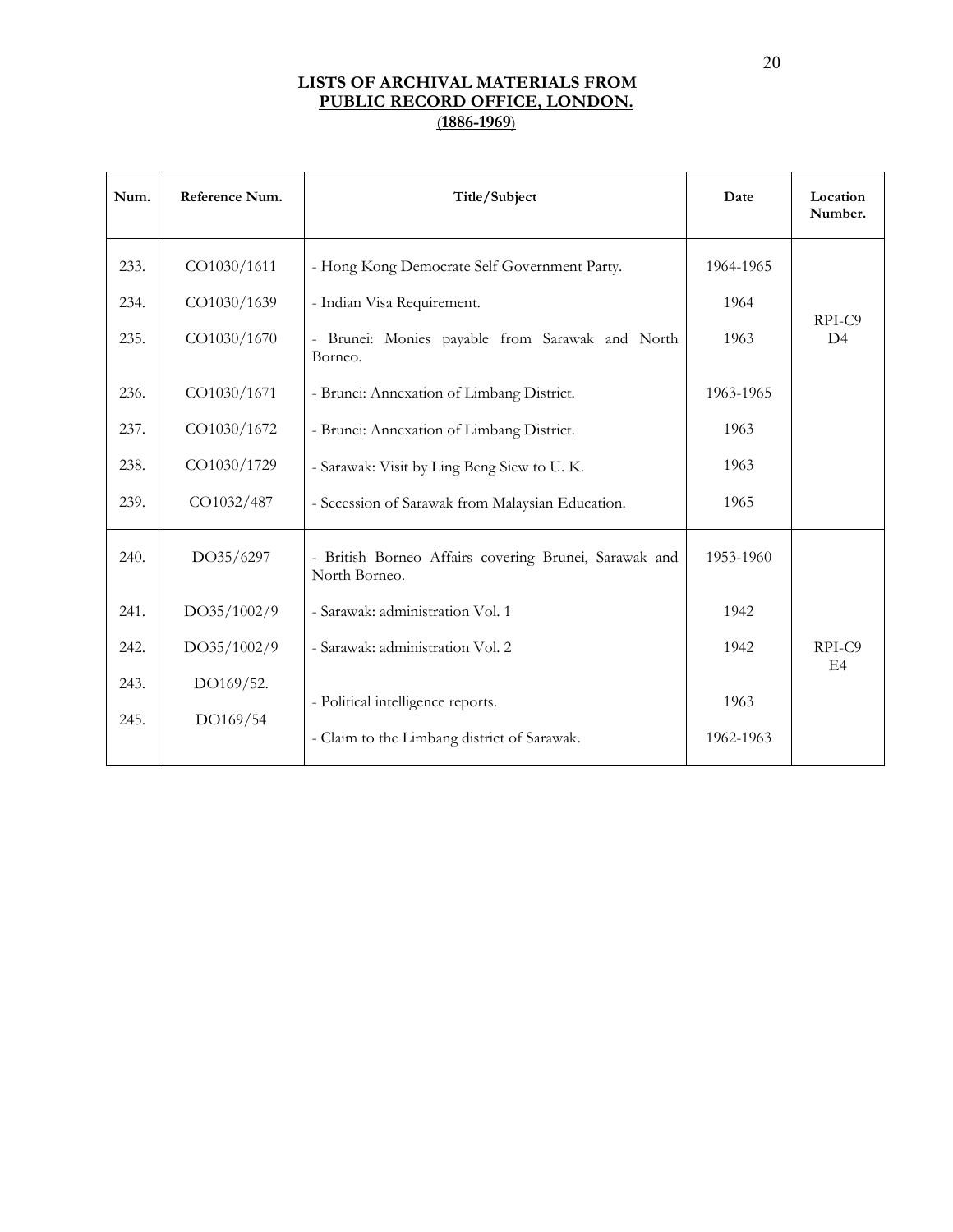## LISTS OF ARCHIVAL MATERIALS FROM PUBLIC RECORD OFFICE, LONDON. (1886-1969)

| Num. | Reference Num. | Title/Subject | Date | Location Number. |
|---|---|---|---|---|
| 233. | CO1030/1611 | - Hong Kong Democrate Self Government Party. | 1964-1965 | RPI-C9 D4 |
| 234. | CO1030/1639 | - Indian Visa Requirement. | 1964 | |
| 235. | CO1030/1670 | - Brunei: Monies payable from Sarawak and North Borneo. | 1963 | |
| 236. | CO1030/1671 | - Brunei: Annexation of Limbang District. | 1963-1965 | |
| 237. | CO1030/1672 | - Brunei: Annexation of Limbang District. | 1963 | |
| 238. | CO1030/1729 | - Sarawak: Visit by Ling Beng Siew to U. K. | 1963 | |
| 239. | CO1032/487 | - Secession of Sarawak from Malaysian Education. | 1965 | |
| 240. | DO35/6297 | - British Borneo Affairs covering Brunei, Sarawak and North Borneo. | 1953-1960 | RPI-C9 E4 |
| 241. | DO35/1002/9 | - Sarawak: administration Vol. 1 | 1942 | |
| 242. | DO35/1002/9 | - Sarawak: administration Vol. 2 | 1942 | |
| 243. | DO169/52. | - Political intelligence reports. | 1963 | |
| 245. | DO169/54 | - Claim to the Limbang district of Sarawak. | 1962-1963 | |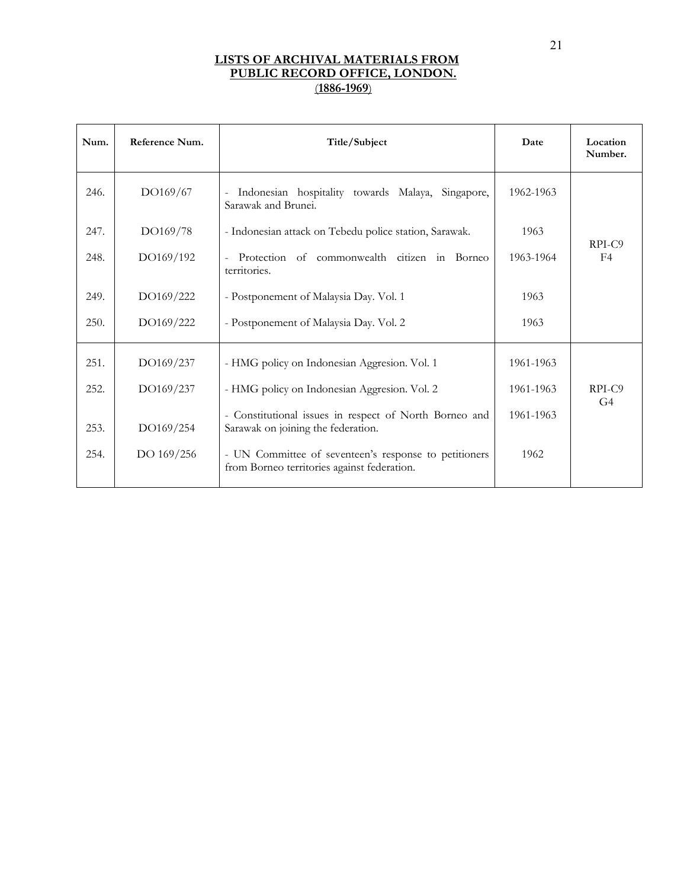## LISTS OF ARCHIVAL MATERIALS FROM PUBLIC RECORD OFFICE, LONDON.
### (1886-1969)

| Num. | Reference Num. | Title/Subject | Date | Location Number. |
|---|---|---|---|---|
| 246. | DO169/67 | - Indonesian hospitality towards Malaya, Singapore, Sarawak and Brunei. | 1962-1963 | RPI-C9 F4 |
| 247. | DO169/78 | - Indonesian attack on Tebedu police station, Sarawak. | 1963 | |
| 248. | DO169/192 | - Protection of commonwealth citizen in Borneo territories. | 1963-1964 | |
| 249. | DO169/222 | - Postponement of Malaysia Day. Vol. 1 | 1963 | |
| 250. | DO169/222 | - Postponement of Malaysia Day. Vol. 2 | 1963 | |
| 251. | DO169/237 | - HMG policy on Indonesian Aggresion. Vol. 1 | 1961-1963 | RPI-C9 G4 |
| 252. | DO169/237 | - HMG policy on Indonesian Aggresion. Vol. 2 | 1961-1963 | |
| 253. | DO169/254 | - Constitutional issues in respect of North Borneo and Sarawak on joining the federation. | 1961-1963 | |
| 254. | DO 169/256 | - UN Committee of seventeen's response to petitioners from Borneo territories against federation. | 1962 | |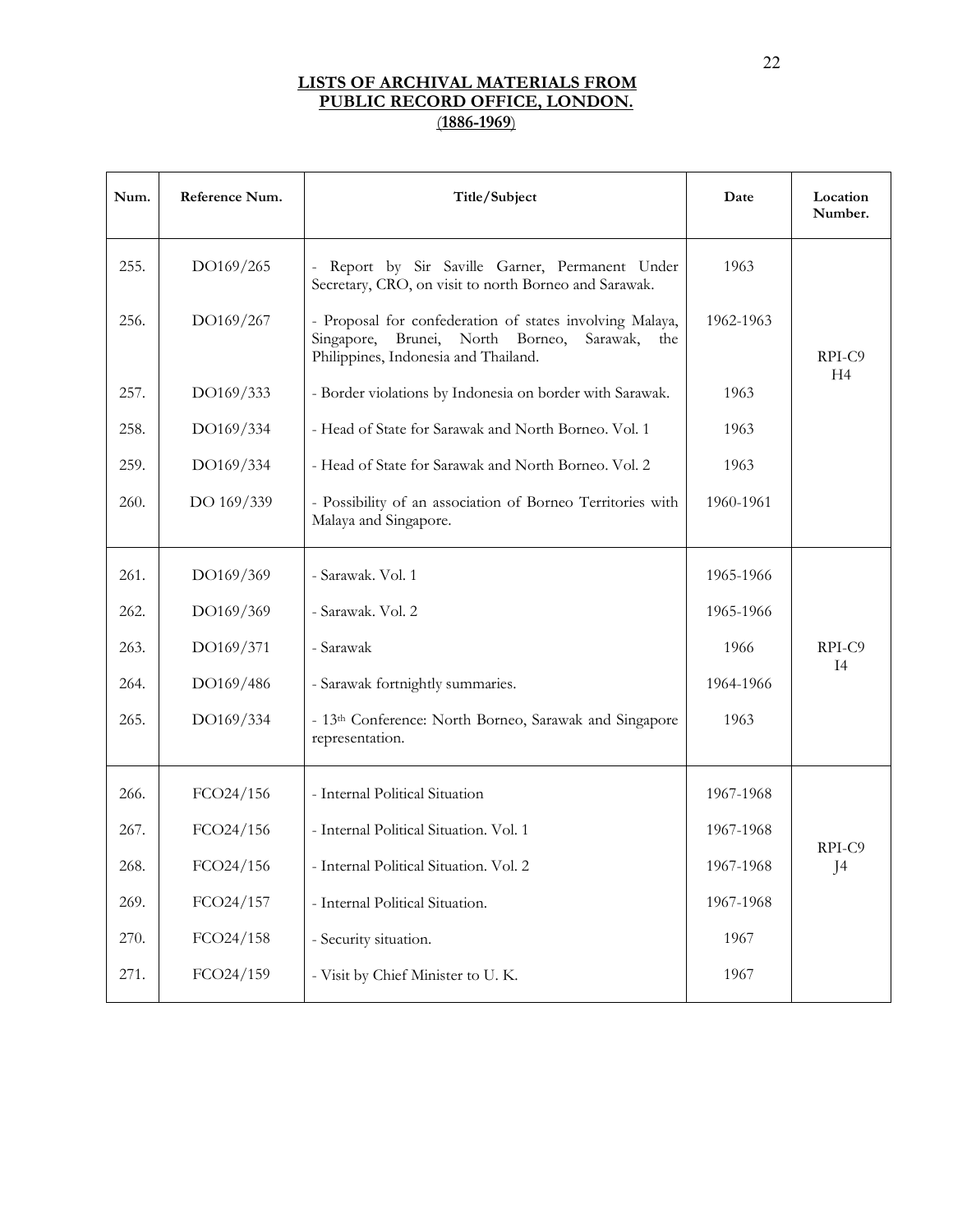# LISTS OF ARCHIVAL MATERIALS FROM PUBLIC RECORD OFFICE, LONDON. (1886-1969)

| Num. | Reference Num. | Title/Subject | Date | Location Number. |
|---|---|---|---|---|
| 255. | DO169/265 | - Report by Sir Saville Garner, Permanent Under Secretary, CRO, on visit to north Borneo and Sarawak. | 1963 | RPI-C9 H4 |
| 256. | DO169/267 | - Proposal for confederation of states involving Malaya, Singapore, Brunei, North Borneo, Sarawak, the Philippines, Indonesia and Thailand. | 1962-1963 | |
| 257. | DO169/333 | - Border violations by Indonesia on border with Sarawak. | 1963 | |
| 258. | DO169/334 | - Head of State for Sarawak and North Borneo. Vol. 1 | 1963 | |
| 259. | DO169/334 | - Head of State for Sarawak and North Borneo. Vol. 2 | 1963 | |
| 260. | DO 169/339 | - Possibility of an association of Borneo Territories with Malaya and Singapore. | 1960-1961 | |
| 261. | DO169/369 | - Sarawak. Vol. 1 | 1965-1966 | RPI-C9 I4 |
| 262. | DO169/369 | - Sarawak. Vol. 2 | 1965-1966 | |
| 263. | DO169/371 | - Sarawak | 1966 | |
| 264. | DO169/486 | - Sarawak fortnightly summaries. | 1964-1966 | |
| 265. | DO169/334 | - 13th Conference: North Borneo, Sarawak and Singapore representation. | 1963 | |
| 266. | FCO24/156 | - Internal Political Situation | 1967-1968 | RPI-C9 J4 |
| 267. | FCO24/156 | - Internal Political Situation. Vol. 1 | 1967-1968 | |
| 268. | FCO24/156 | - Internal Political Situation. Vol. 2 | 1967-1968 | |
| 269. | FCO24/157 | - Internal Political Situation. | 1967-1968 | |
| 270. | FCO24/158 | - Security situation. | 1967 | |
| 271. | FCO24/159 | - Visit by Chief Minister to U. K. | 1967 | |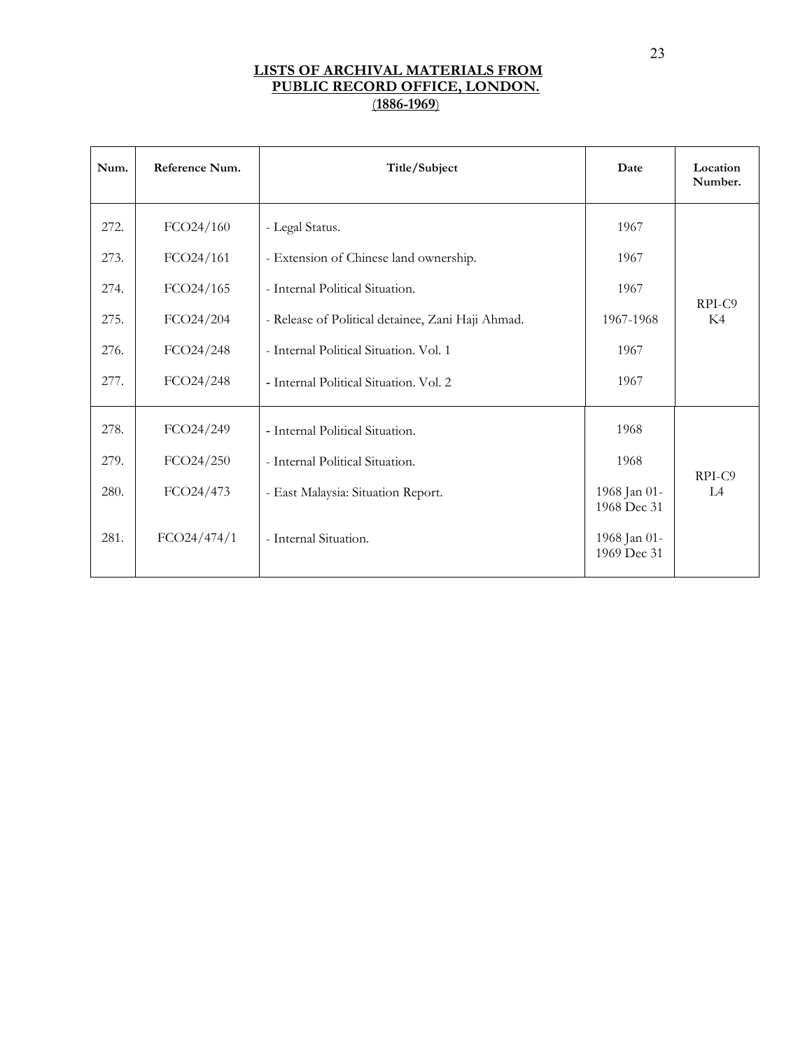**LISTS OF ARCHIVAL MATERIALS FROM PUBLIC RECORD OFFICE, LONDON.**
**(1886-1969)**

| Num. | Reference Num. | Title/Subject | Date | Location Number. |
|---|---|---|---|---|
| 272. | FCO24/160 | - Legal Status. | 1967 | RPI-C9 K4 |
| 273. | FCO24/161 | - Extension of Chinese land ownership. | 1967 | |
| 274. | FCO24/165 | - Internal Political Situation. | 1967 | |
| 275. | FCO24/204 | - Release of Political detainee, Zani Haji Ahmad. | 1967-1968 | |
| 276. | FCO24/248 | - Internal Political Situation. Vol. 1 | 1967 | |
| 277. | FCO24/248 | - Internal Political Situation. Vol. 2 | 1967 | |
| 278. | FCO24/249 | - Internal Political Situation. | 1968 | RPI-C9 L4 |
| 279. | FCO24/250 | - Internal Political Situation. | 1968 | |
| 280. | FCO24/473 | - East Malaysia: Situation Report. | 1968 Jan 01-1968 Dec 31 | |
| 281. | FCO24/474/1 | - Internal Situation. | 1968 Jan 01-1969 Dec 31 | |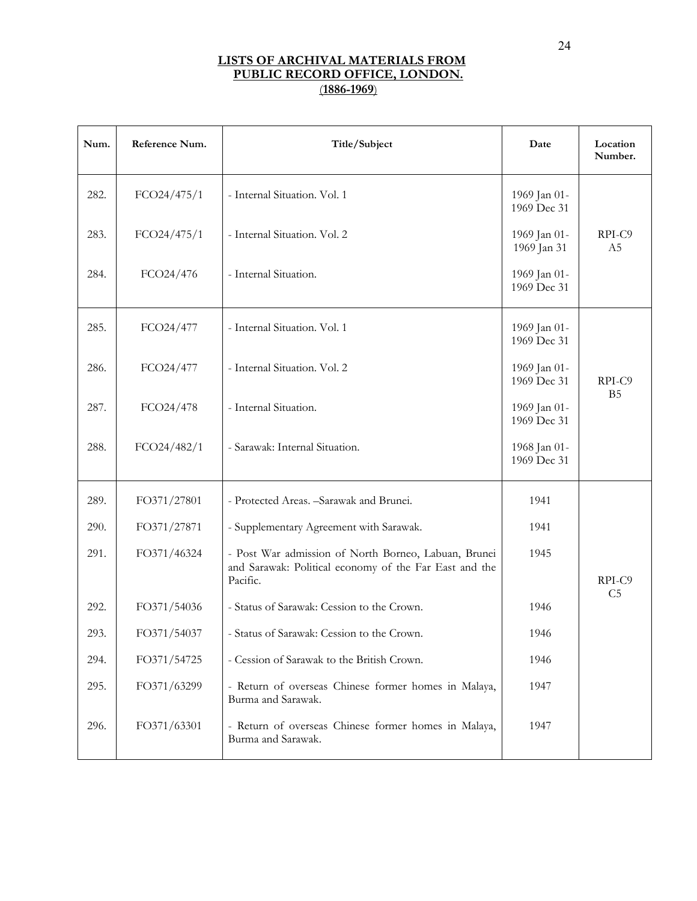# LISTS OF ARCHIVAL MATERIALS FROM PUBLIC RECORD OFFICE, LONDON.
## (1886-1969)

| Num. | Reference Num. | Title/Subject | Date | Location Number. |
|---|---|---|---|---|
| 282. | FCO24/475/1 | - Internal Situation. Vol. 1 | 1969 Jan 01-1969 Dec 31 | RPI-C9 A5 |
| 283. | FCO24/475/1 | - Internal Situation. Vol. 2 | 1969 Jan 01-1969 Jan 31 | |
| 284. | FCO24/476 | - Internal Situation. | 1969 Jan 01-1969 Dec 31 | |
| 285. | FCO24/477 | - Internal Situation. Vol. 1 | 1969 Jan 01-1969 Dec 31 | RPI-C9 B5 |
| 286. | FCO24/477 | - Internal Situation. Vol. 2 | 1969 Jan 01-1969 Dec 31 | |
| 287. | FCO24/478 | - Internal Situation. | 1969 Jan 01-1969 Dec 31 | |
| 288. | FCO24/482/1 | - Sarawak: Internal Situation. | 1968 Jan 01-1969 Dec 31 | |
| 289. | FO371/27801 | - Protected Areas. –Sarawak and Brunei. | 1941 | RPI-C9 C5 |
| 290. | FO371/27871 | - Supplementary Agreement with Sarawak. | 1941 | |
| 291. | FO371/46324 | - Post War admission of North Borneo, Labuan, Brunei and Sarawak: Political economy of the Far East and the Pacific. | 1945 | |
| 292. | FO371/54036 | - Status of Sarawak: Cession to the Crown. | 1946 | |
| 293. | FO371/54037 | - Status of Sarawak: Cession to the Crown. | 1946 | |
| 294. | FO371/54725 | - Cession of Sarawak to the British Crown. | 1946 | |
| 295. | FO371/63299 | - Return of overseas Chinese former homes in Malaya, Burma and Sarawak. | 1947 | |
| 296. | FO371/63301 | - Return of overseas Chinese former homes in Malaya, Burma and Sarawak. | 1947 | |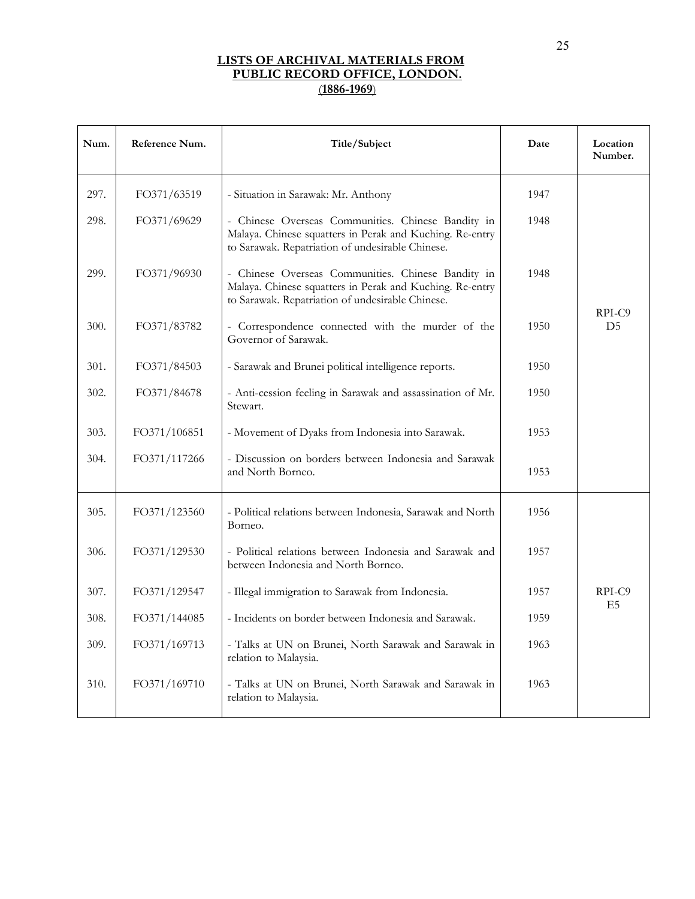**LISTS OF ARCHIVAL MATERIALS FROM PUBLIC RECORD OFFICE, LONDON.**
**(1886-1969)**

| Num. | Reference Num. | Title/Subject | Date | Location Number. |
|---|---|---|---|---|
| 297. | FO371/63519 | - Situation in Sarawak: Mr. Anthony | 1947 | RPI-C9 D5 |
| 298. | FO371/69629 | - Chinese Overseas Communities. Chinese Bandity in Malaya. Chinese squatters in Perak and Kuching. Re-entry to Sarawak. Repatriation of undesirable Chinese. | 1948 | |
| 299. | FO371/96930 | - Chinese Overseas Communities. Chinese Bandity in Malaya. Chinese squatters in Perak and Kuching. Re-entry to Sarawak. Repatriation of undesirable Chinese. | 1948 | |
| 300. | FO371/83782 | - Correspondence connected with the murder of the Governor of Sarawak. | 1950 | |
| 301. | FO371/84503 | - Sarawak and Brunei political intelligence reports. | 1950 | |
| 302. | FO371/84678 | - Anti-cession feeling in Sarawak and assassination of Mr. Stewart. | 1950 | |
| 303. | FO371/106851 | - Movement of Dyaks from Indonesia into Sarawak. | 1953 | |
| 304. | FO371/117266 | - Discussion on borders between Indonesia and Sarawak and North Borneo. | 1953 | |
| 305. | FO371/123560 | - Political relations between Indonesia, Sarawak and North Borneo. | 1956 | RPI-C9 E5 |
| 306. | FO371/129530 | - Political relations between Indonesia and Sarawak and between Indonesia and North Borneo. | 1957 | |
| 307. | FO371/129547 | - Illegal immigration to Sarawak from Indonesia. | 1957 | |
| 308. | FO371/144085 | - Incidents on border between Indonesia and Sarawak. | 1959 | |
| 309. | FO371/169713 | - Talks at UN on Brunei, North Sarawak and Sarawak in relation to Malaysia. | 1963 | |
| 310. | FO371/169710 | - Talks at UN on Brunei, North Sarawak and Sarawak in relation to Malaysia. | 1963 | |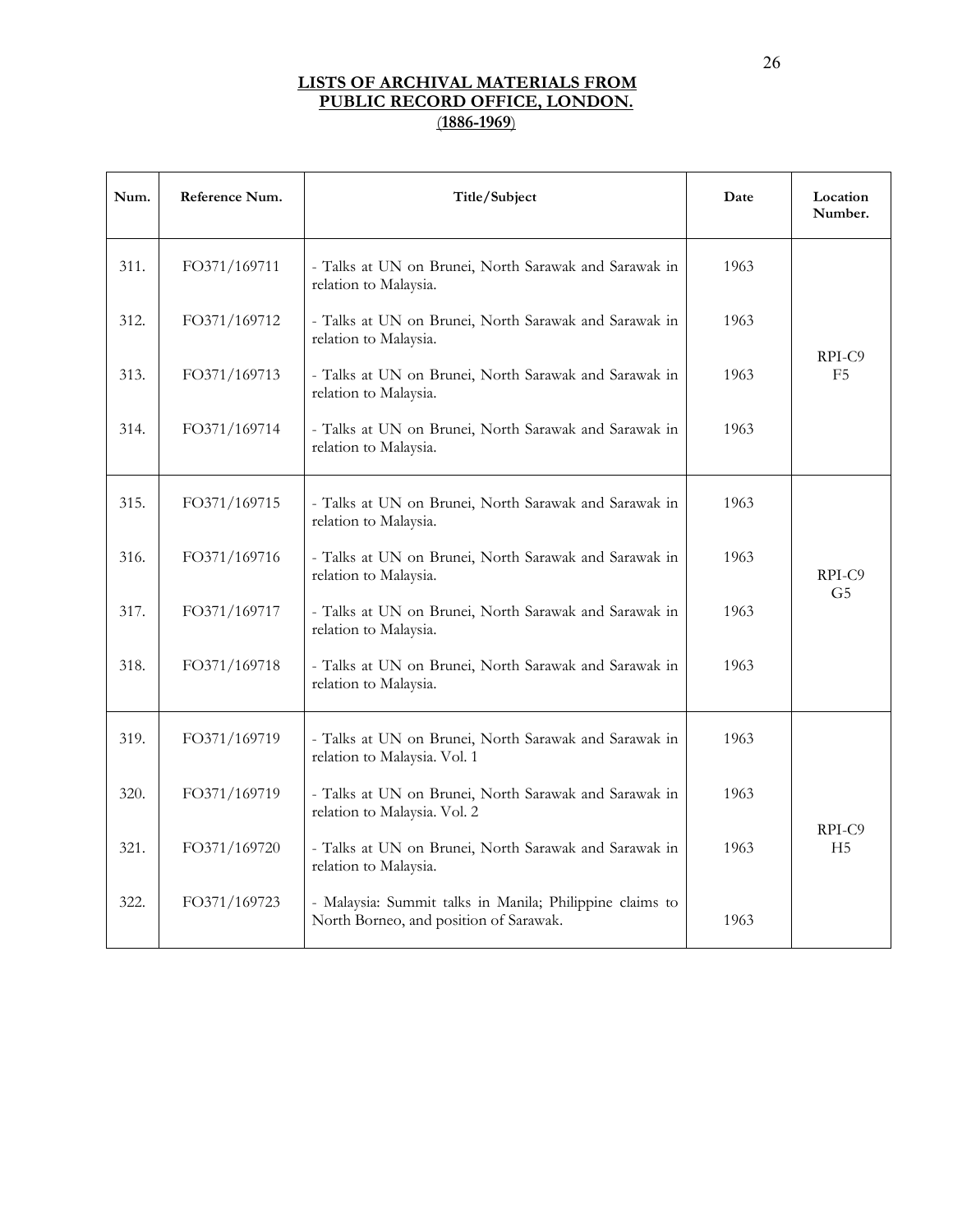**LISTS OF ARCHIVAL MATERIALS FROM PUBLIC RECORD OFFICE, LONDON.**
**(1886-1969)**

| Num. | Reference Num. | Title/Subject | Date | Location Number. |
|---|---|---|---|---|
| 311. | FO371/169711 | - Talks at UN on Brunei, North Sarawak and Sarawak in relation to Malaysia. | 1963 | RPI-C9 F5 |
| 312. | FO371/169712 | - Talks at UN on Brunei, North Sarawak and Sarawak in relation to Malaysia. | 1963 | |
| 313. | FO371/169713 | - Talks at UN on Brunei, North Sarawak and Sarawak in relation to Malaysia. | 1963 | |
| 314. | FO371/169714 | - Talks at UN on Brunei, North Sarawak and Sarawak in relation to Malaysia. | 1963 | |
| 315. | FO371/169715 | - Talks at UN on Brunei, North Sarawak and Sarawak in relation to Malaysia. | 1963 | RPI-C9 G5 |
| 316. | FO371/169716 | - Talks at UN on Brunei, North Sarawak and Sarawak in relation to Malaysia. | 1963 | |
| 317. | FO371/169717 | - Talks at UN on Brunei, North Sarawak and Sarawak in relation to Malaysia. | 1963 | |
| 318. | FO371/169718 | - Talks at UN on Brunei, North Sarawak and Sarawak in relation to Malaysia. | 1963 | |
| 319. | FO371/169719 | - Talks at UN on Brunei, North Sarawak and Sarawak in relation to Malaysia. Vol. 1 | 1963 | RPI-C9 H5 |
| 320. | FO371/169719 | - Talks at UN on Brunei, North Sarawak and Sarawak in relation to Malaysia. Vol. 2 | 1963 | |
| 321. | FO371/169720 | - Talks at UN on Brunei, North Sarawak and Sarawak in relation to Malaysia. | 1963 | |
| 322. | FO371/169723 | - Malaysia: Summit talks in Manila; Philippine claims to North Borneo, and position of Sarawak. | 1963 | |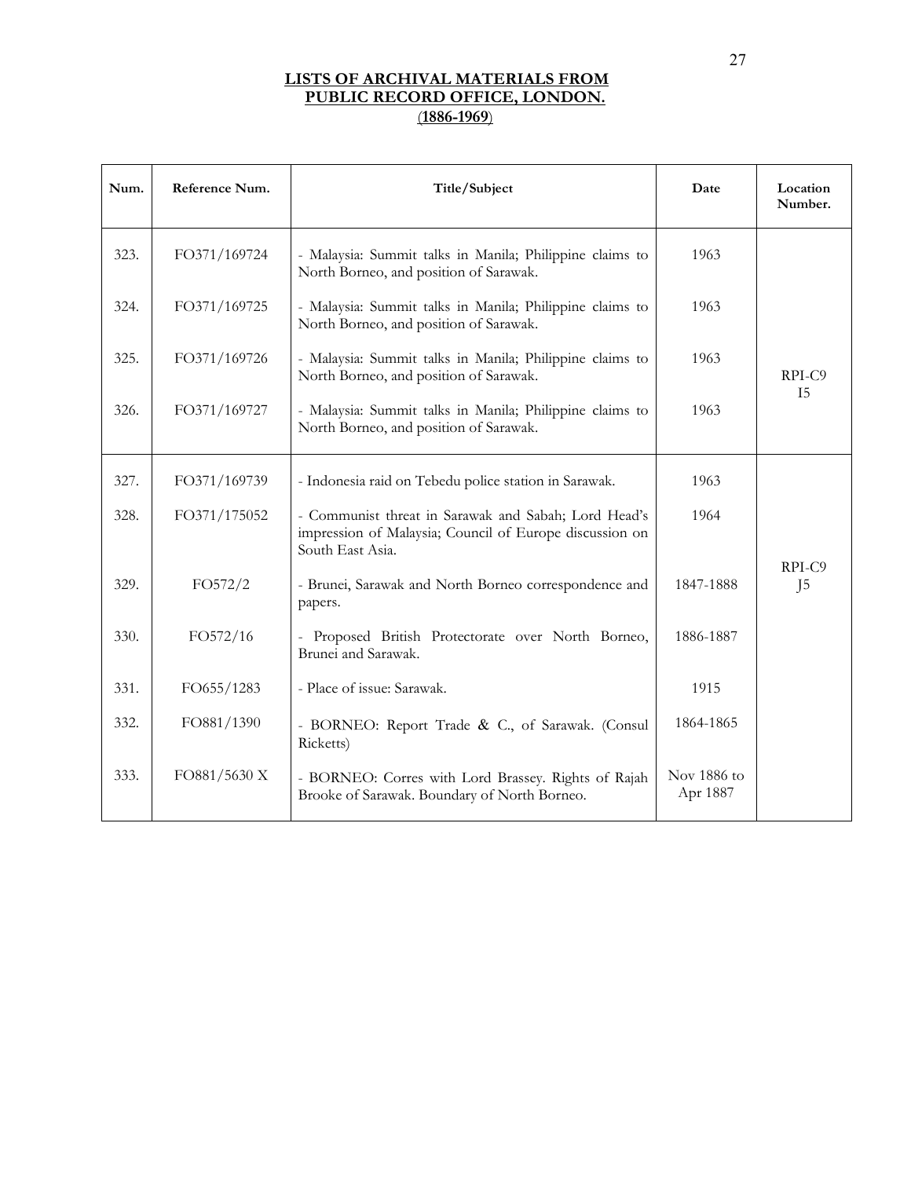# LISTS OF ARCHIVAL MATERIALS FROM PUBLIC RECORD OFFICE, LONDON.
## (1886-1969)

| Num. | Reference Num. | Title/Subject | Date | Location Number. |
|---|---|---|---|---|
| 323. | FO371/169724 | - Malaysia: Summit talks in Manila; Philippine claims to North Borneo, and position of Sarawak. | 1963 | RPI-C9 I5 |
| 324. | FO371/169725 | - Malaysia: Summit talks in Manila; Philippine claims to North Borneo, and position of Sarawak. | 1963 | |
| 325. | FO371/169726 | - Malaysia: Summit talks in Manila; Philippine claims to North Borneo, and position of Sarawak. | 1963 | |
| 326. | FO371/169727 | - Malaysia: Summit talks in Manila; Philippine claims to North Borneo, and position of Sarawak. | 1963 | |
| 327. | FO371/169739 | - Indonesia raid on Tebedu police station in Sarawak. | 1963 | RPI-C9 J5 |
| 328. | FO371/175052 | - Communist threat in Sarawak and Sabah; Lord Head's impression of Malaysia; Council of Europe discussion on South East Asia. | 1964 | |
| 329. | FO572/2 | - Brunei, Sarawak and North Borneo correspondence and papers. | 1847-1888 | |
| 330. | FO572/16 | - Proposed British Protectorate over North Borneo, Brunei and Sarawak. | 1886-1887 | |
| 331. | FO655/1283 | - Place of issue: Sarawak. | 1915 | |
| 332. | FO881/1390 | - BORNEO: Report Trade & C., of Sarawak. (Consul Ricketts) | 1864-1865 | |
| 333. | FO881/5630 X | - BORNEO: Corres with Lord Brassey. Rights of Rajah Brooke of Sarawak. Boundary of North Borneo. | Nov 1886 to Apr 1887 | |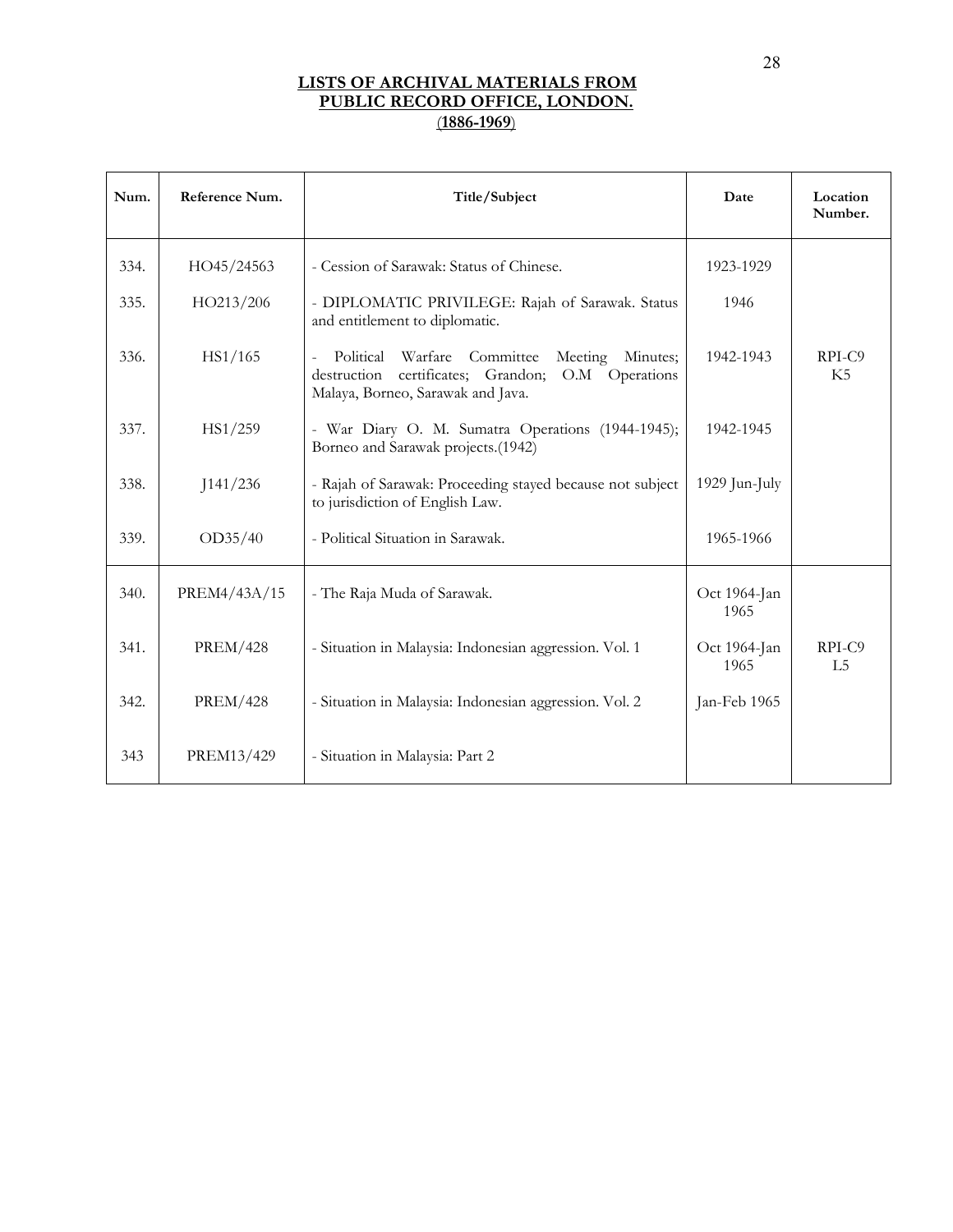**LISTS OF ARCHIVAL MATERIALS FROM PUBLIC RECORD OFFICE, LONDON.**
**(1886-1969)**

| Num. | Reference Num. | Title/Subject | Date | Location Number. |
|---|---|---|---|---|
| 334. | HO45/24563 | - Cession of Sarawak: Status of Chinese. | 1923-1929 | |
| 335. | HO213/206 | - DIPLOMATIC PRIVILEGE: Rajah of Sarawak. Status and entitlement to diplomatic. | 1946 | |
| 336. | HS1/165 | - Political Warfare Committee Meeting Minutes; destruction certificates; Grandon; O.M Operations Malaya, Borneo, Sarawak and Java. | 1942-1943 | RPI-C9 K5 |
| 337. | HS1/259 | - War Diary O. M. Sumatra Operations (1944-1945); Borneo and Sarawak projects.(1942) | 1942-1945 | |
| 338. | J141/236 | - Rajah of Sarawak: Proceeding stayed because not subject to jurisdiction of English Law. | 1929 Jun-July | |
| 339. | OD35/40 | - Political Situation in Sarawak. | 1965-1966 | |
| 340. | PREM4/43A/15 | - The Raja Muda of Sarawak. | Oct 1964-Jan 1965 | |
| 341. | PREM/428 | - Situation in Malaysia: Indonesian aggression. Vol. 1 | Oct 1964-Jan 1965 | RPI-C9 L5 |
| 342. | PREM/428 | - Situation in Malaysia: Indonesian aggression. Vol. 2 | Jan-Feb 1965 | |
| 343 | PREM13/429 | - Situation in Malaysia: Part 2 | | |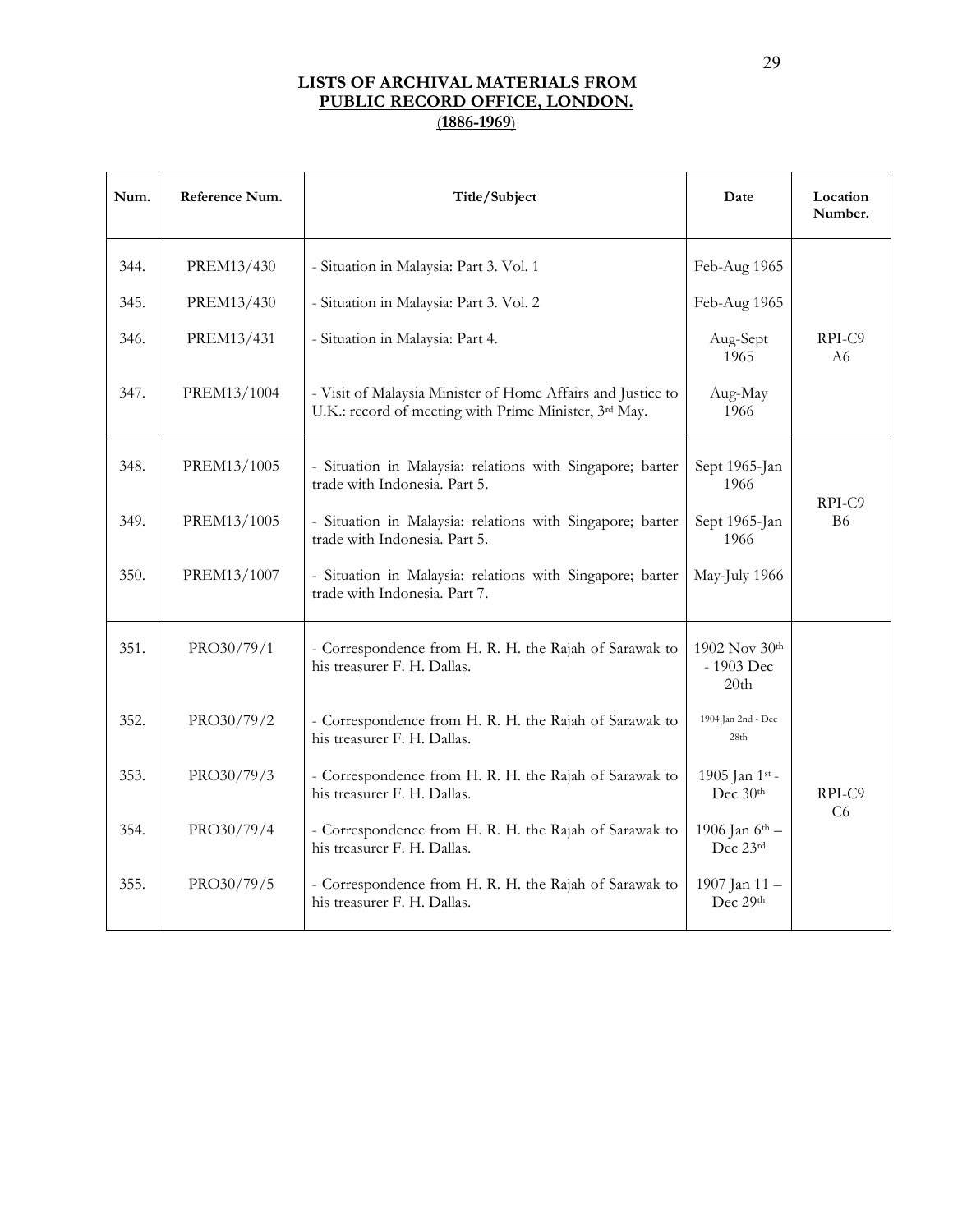# LISTS OF ARCHIVAL MATERIALS FROM PUBLIC RECORD OFFICE, LONDON.
## (1886-1969)

| Num. | Reference Num. | Title/Subject | Date | Location Number. |
|---|---|---|---|---|
| 344. | PREM13/430 | - Situation in Malaysia: Part 3. Vol. 1 | Feb-Aug 1965 | RPI-C9 A6 |
| 345. | PREM13/430 | - Situation in Malaysia: Part 3. Vol. 2 | Feb-Aug 1965 | |
| 346. | PREM13/431 | - Situation in Malaysia: Part 4. | Aug-Sept 1965 | |
| 347. | PREM13/1004 | - Visit of Malaysia Minister of Home Affairs and Justice to U.K.: record of meeting with Prime Minister, 3rd May. | Aug-May 1966 | |
| 348. | PREM13/1005 | - Situation in Malaysia: relations with Singapore; barter trade with Indonesia. Part 5. | Sept 1965-Jan 1966 | RPI-C9 B6 |
| 349. | PREM13/1005 | - Situation in Malaysia: relations with Singapore; barter trade with Indonesia. Part 5. | Sept 1965-Jan 1966 | |
| 350. | PREM13/1007 | - Situation in Malaysia: relations with Singapore; barter trade with Indonesia. Part 7. | May-July 1966 | |
| 351. | PRO30/79/1 | - Correspondence from H. R. H. the Rajah of Sarawak to his treasurer F. H. Dallas. | 1902 Nov 30th - 1903 Dec 20th | RPI-C9 C6 |
| 352. | PRO30/79/2 | - Correspondence from H. R. H. the Rajah of Sarawak to his treasurer F. H. Dallas. | 1904 Jan 2nd - Dec 28th | |
| 353. | PRO30/79/3 | - Correspondence from H. R. H. the Rajah of Sarawak to his treasurer F. H. Dallas. | 1905 Jan 1st - Dec 30th | |
| 354. | PRO30/79/4 | - Correspondence from H. R. H. the Rajah of Sarawak to his treasurer F. H. Dallas. | 1906 Jan 6th – Dec 23rd | |
| 355. | PRO30/79/5 | - Correspondence from H. R. H. the Rajah of Sarawak to his treasurer F. H. Dallas. | 1907 Jan 11 – Dec 29th | |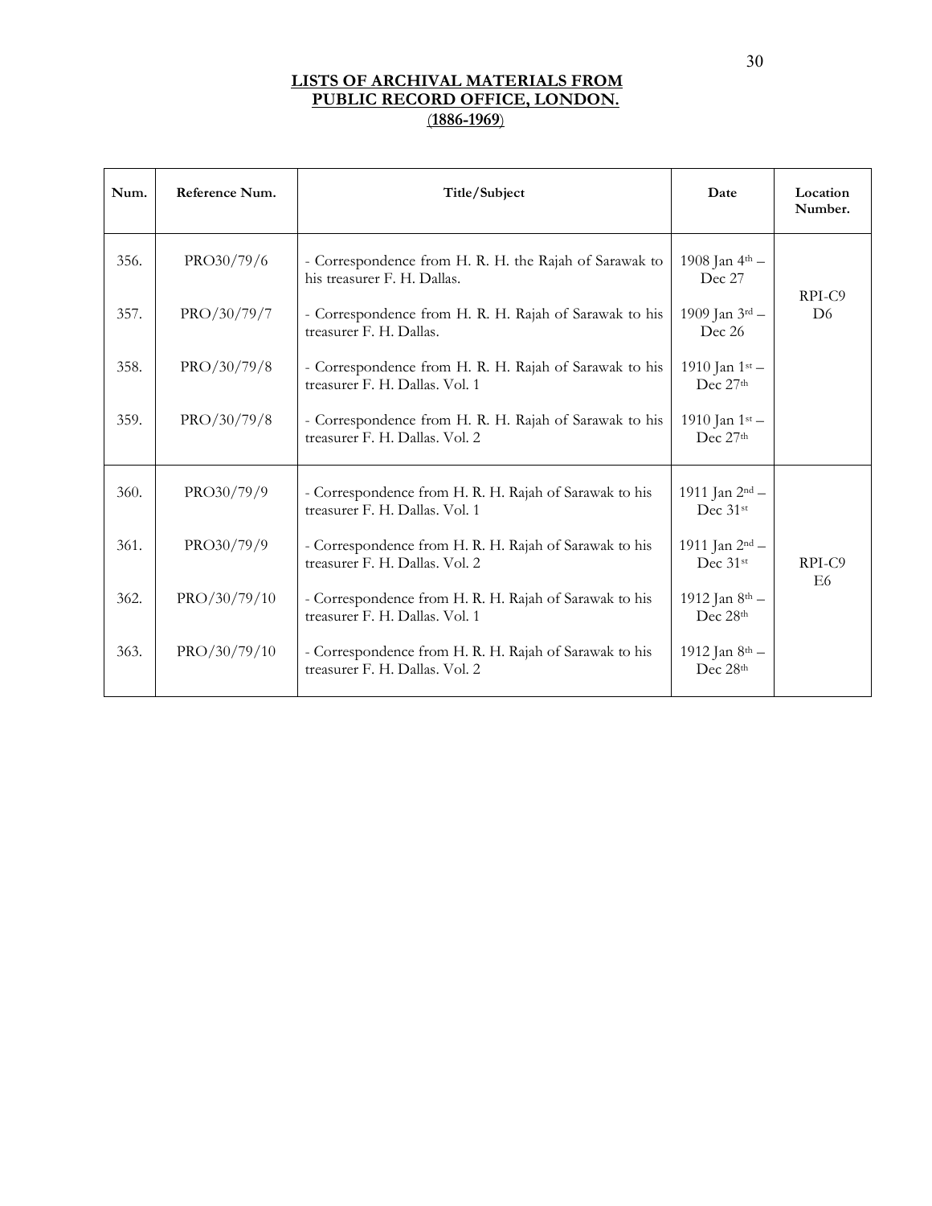## LISTS OF ARCHIVAL MATERIALS FROM PUBLIC RECORD OFFICE, LONDON.
## (1886-1969)

| Num. | Reference Num. | Title/Subject | Date | Location Number. |
|---|---|---|---|---|
| 356. | PRO30/79/6 | - Correspondence from H. R. H. the Rajah of Sarawak to his treasurer F. H. Dallas. | 1908 Jan 4th – Dec 27 | RPI-C9 D6 |
| 357. | PRO/30/79/7 | - Correspondence from H. R. H. Rajah of Sarawak to his treasurer F. H. Dallas. | 1909 Jan 3rd – Dec 26 | |
| 358. | PRO/30/79/8 | - Correspondence from H. R. H. Rajah of Sarawak to his treasurer F. H. Dallas. Vol. 1 | 1910 Jan 1st – Dec 27th | |
| 359. | PRO/30/79/8 | - Correspondence from H. R. H. Rajah of Sarawak to his treasurer F. H. Dallas. Vol. 2 | 1910 Jan 1st – Dec 27th | |
| 360. | PRO30/79/9 | - Correspondence from H. R. H. Rajah of Sarawak to his treasurer F. H. Dallas. Vol. 1 | 1911 Jan 2nd – Dec 31st | RPI-C9 E6 |
| 361. | PRO30/79/9 | - Correspondence from H. R. H. Rajah of Sarawak to his treasurer F. H. Dallas. Vol. 2 | 1911 Jan 2nd – Dec 31st | |
| 362. | PRO/30/79/10 | - Correspondence from H. R. H. Rajah of Sarawak to his treasurer F. H. Dallas. Vol. 1 | 1912 Jan 8th – Dec 28th | |
| 363. | PRO/30/79/10 | - Correspondence from H. R. H. Rajah of Sarawak to his treasurer F. H. Dallas. Vol. 2 | 1912 Jan 8th – Dec 28th | |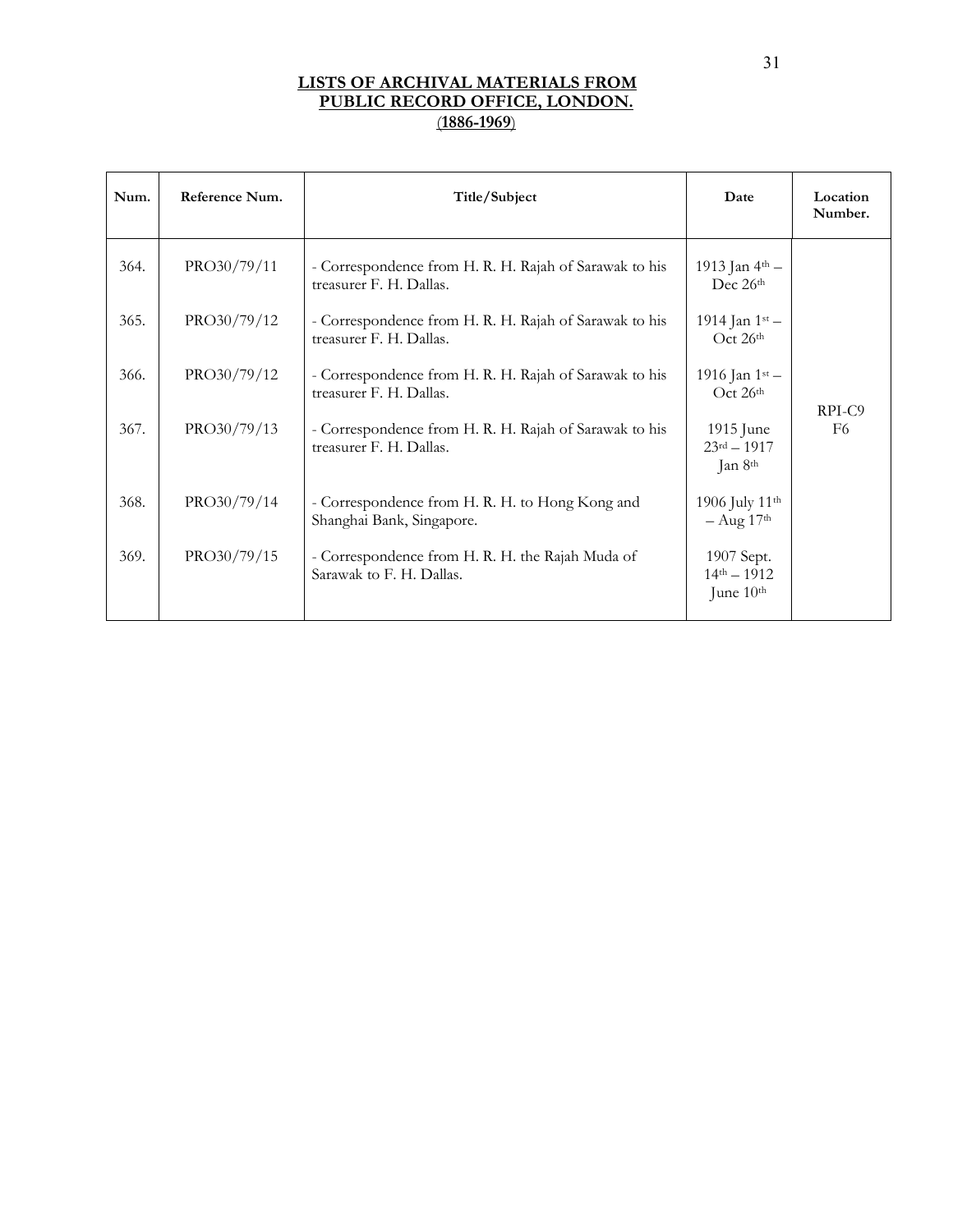**LISTS OF ARCHIVAL MATERIALS FROM PUBLIC RECORD OFFICE, LONDON.**
**(1886-1969)**

| Num. | Reference Num. | Title/Subject | Date | Location Number. |
|---|---|---|---|---|
| 364. | PRO30/79/11 | - Correspondence from H. R. H. Rajah of Sarawak to his treasurer F. H. Dallas. | 1913 Jan 4th – Dec 26th | RPI-C9 F6 |
| 365. | PRO30/79/12 | - Correspondence from H. R. H. Rajah of Sarawak to his treasurer F. H. Dallas. | 1914 Jan 1st – Oct 26th | |
| 366. | PRO30/79/12 | - Correspondence from H. R. H. Rajah of Sarawak to his treasurer F. H. Dallas. | 1916 Jan 1st – Oct 26th | |
| 367. | PRO30/79/13 | - Correspondence from H. R. H. Rajah of Sarawak to his treasurer F. H. Dallas. | 1915 June 23rd – 1917 Jan 8th | |
| 368. | PRO30/79/14 | - Correspondence from H. R. H. to Hong Kong and Shanghai Bank, Singapore. | 1906 July 11th – Aug 17th | |
| 369. | PRO30/79/15 | - Correspondence from H. R. H. the Rajah Muda of Sarawak to F. H. Dallas. | 1907 Sept. 14th – 1912 June 10th | |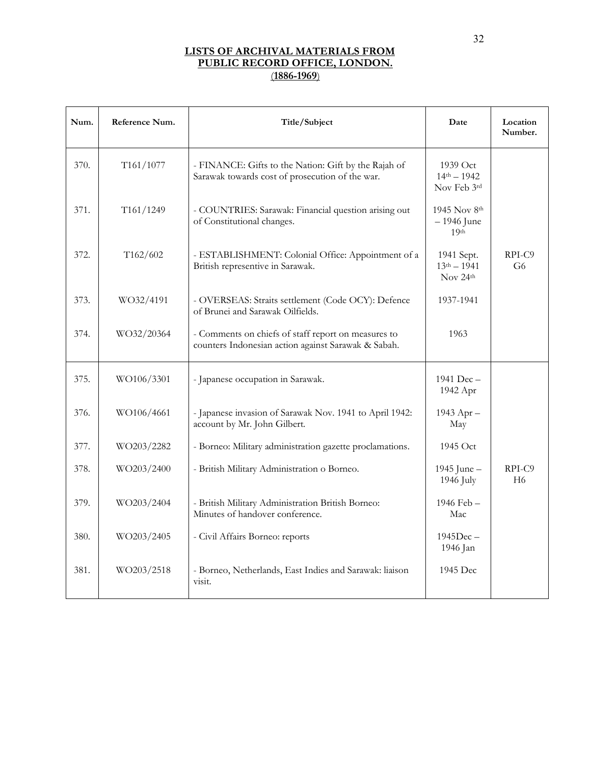**LISTS OF ARCHIVAL MATERIALS FROM PUBLIC RECORD OFFICE, LONDON.**
**(1886-1969)**

| Num. | Reference Num. | Title/Subject | Date | Location Number. |
|---|---|---|---|---|
| 370. | T161/1077 | - FINANCE: Gifts to the Nation: Gift by the Rajah of Sarawak towards cost of prosecution of the war. | 1939 Oct 14th – 1942 Nov Feb 3rd | |
| 371. | T161/1249 | - COUNTRIES: Sarawak: Financial question arising out of Constitutional changes. | 1945 Nov 8th – 1946 June 19th | |
| 372. | T162/602 | - ESTABLISHMENT: Colonial Office: Appointment of a British representive in Sarawak. | 1941 Sept. 13th – 1941 Nov 24th | RPI-C9 G6 |
| 373. | WO32/4191 | - OVERSEAS: Straits settlement (Code OCY): Defence of Brunei and Sarawak Oilfields. | 1937-1941 | |
| 374. | WO32/20364 | - Comments on chiefs of staff report on measures to counters Indonesian action against Sarawak & Sabah. | 1963 | |
| 375. | WO106/3301 | - Japanese occupation in Sarawak. | 1941 Dec – 1942 Apr | |
| 376. | WO106/4661 | - Japanese invasion of Sarawak Nov. 1941 to April 1942: account by Mr. John Gilbert. | 1943 Apr – May | |
| 377. | WO203/2282 | - Borneo: Military administration gazette proclamations. | 1945 Oct | |
| 378. | WO203/2400 | - British Military Administration o Borneo. | 1945 June – 1946 July | RPI-C9 H6 |
| 379. | WO203/2404 | - British Military Administration British Borneo: Minutes of handover conference. | 1946 Feb – Mac | |
| 380. | WO203/2405 | - Civil Affairs Borneo: reports | 1945Dec – 1946 Jan | |
| 381. | WO203/2518 | - Borneo, Netherlands, East Indies and Sarawak: liaison visit. | 1945 Dec | |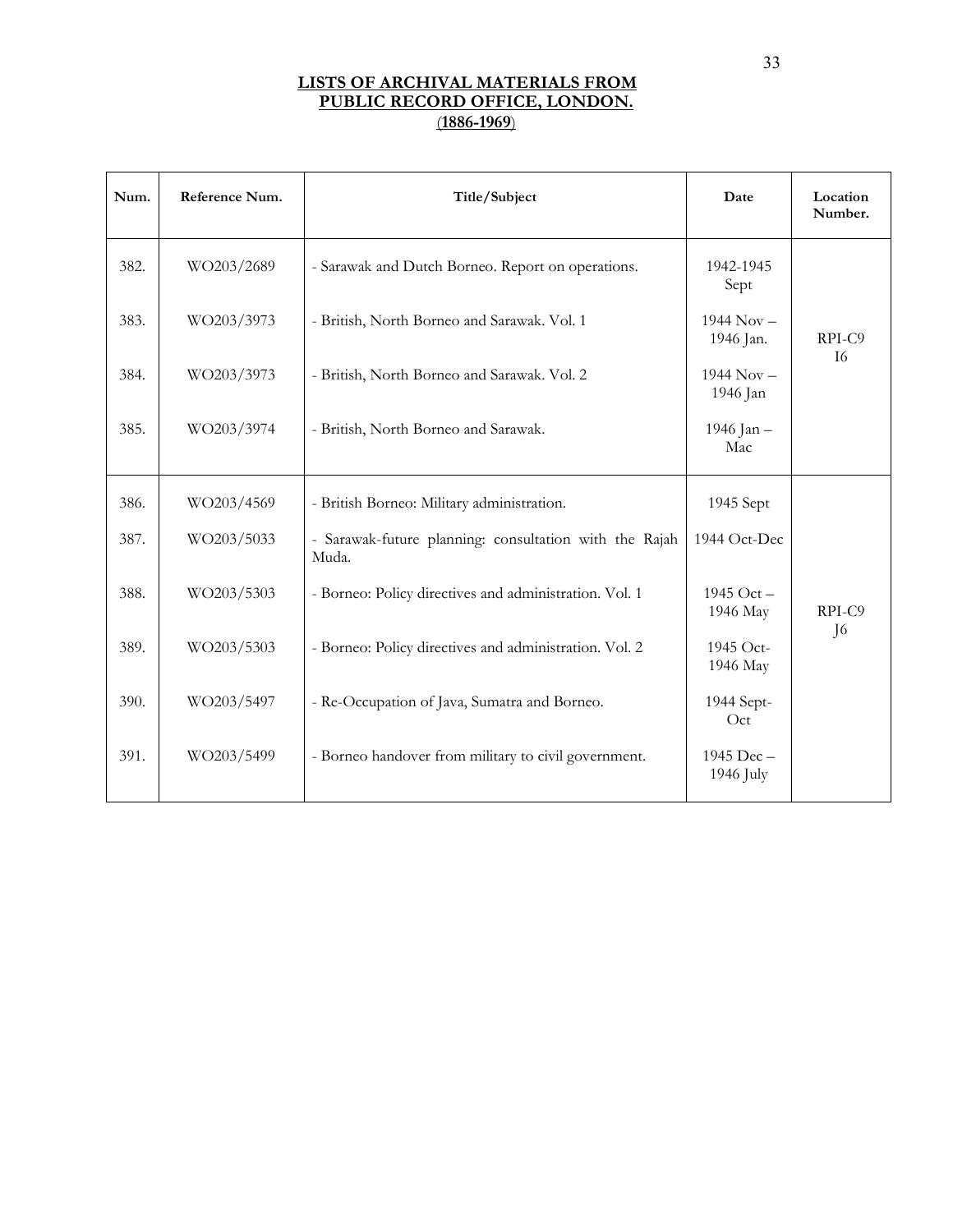## LISTS OF ARCHIVAL MATERIALS FROM PUBLIC RECORD OFFICE, LONDON.
## (1886-1969)

| Num. | Reference Num. | Title/Subject | Date | Location Number. |
|---|---|---|---|---|
| 382. | WO203/2689 | - Sarawak and Dutch Borneo. Report on operations. | 1942-1945 Sept | RPI-C9 I6 |
| 383. | WO203/3973 | - British, North Borneo and Sarawak. Vol. 1 | 1944 Nov – 1946 Jan. | |
| 384. | WO203/3973 | - British, North Borneo and Sarawak. Vol. 2 | 1944 Nov – 1946 Jan | |
| 385. | WO203/3974 | - British, North Borneo and Sarawak. | 1946 Jan – Mac | |
| 386. | WO203/4569 | - British Borneo: Military administration. | 1945 Sept | RPI-C9 J6 |
| 387. | WO203/5033 | - Sarawak-future planning: consultation with the Rajah Muda. | 1944 Oct-Dec | |
| 388. | WO203/5303 | - Borneo: Policy directives and administration. Vol. 1 | 1945 Oct – 1946 May | |
| 389. | WO203/5303 | - Borneo: Policy directives and administration. Vol. 2 | 1945 Oct-1946 May | |
| 390. | WO203/5497 | - Re-Occupation of Java, Sumatra and Borneo. | 1944 Sept-Oct | |
| 391. | WO203/5499 | - Borneo handover from military to civil government. | 1945 Dec – 1946 July | |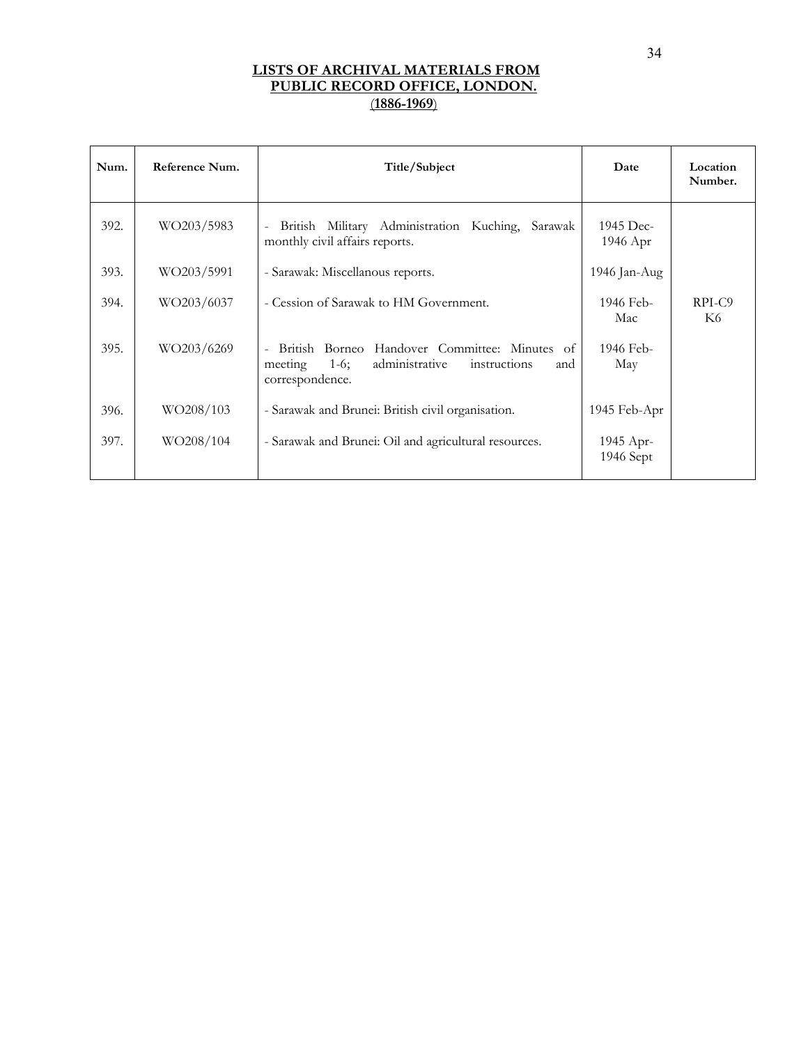**LISTS OF ARCHIVAL MATERIALS FROM PUBLIC RECORD OFFICE, LONDON.**
**(1886-1969)**

| Num. | Reference Num. | Title/Subject | Date | Location Number. |
|---|---|---|---|---|
| 392. | WO203/5983 | - British Military Administration Kuching, Sarawak monthly civil affairs reports. | 1945 Dec-1946 Apr | |
| 393. | WO203/5991 | - Sarawak: Miscellanous reports. | 1946 Jan-Aug | |
| 394. | WO203/6037 | - Cession of Sarawak to HM Government. | 1946 Feb-Mac | RPI-C9 K6 |
| 395. | WO203/6269 | - British Borneo Handover Committee: Minutes of meeting 1-6; administrative instructions and correspondence. | 1946 Feb-May | |
| 396. | WO208/103 | - Sarawak and Brunei: British civil organisation. | 1945 Feb-Apr | |
| 397. | WO208/104 | - Sarawak and Brunei: Oil and agricultural resources. | 1945 Apr-1946 Sept | |